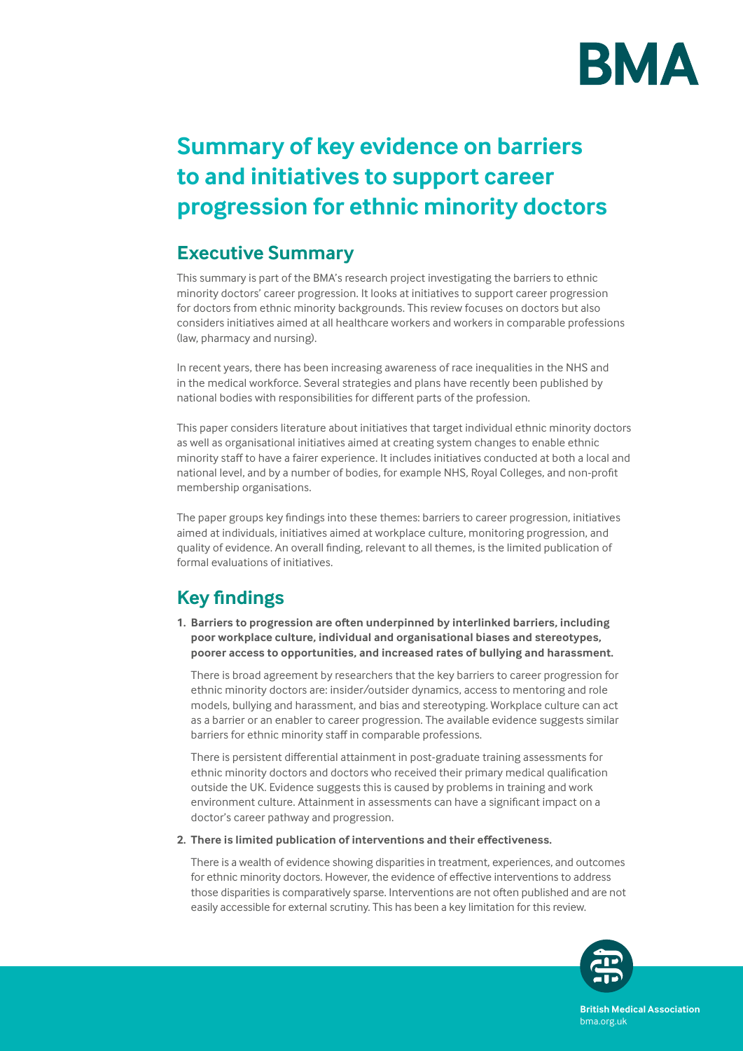# Summary of key evidence on barriers to and initiatives to support career progression for ethnic minority doctors

## Executive Summary

This summary is part of the BMA's research project investigating the barriers to ethnic minority doctors' career progression. It looks at initiatives to support career progression for doctors from ethnic minority backgrounds. This review focuses on doctors but also considers initiatives aimed at all healthcare workers and workers in comparable professions (law, pharmacy and nursing).

In recent years, there has been increasing awareness of race inequalities in the NHS and in the medical workforce. Several strategies and plans have recently been published by national bodies with responsibilities for different parts of the profession.

This paper considers literature about initiatives that target individual ethnic minority doctors as well as organisational initiatives aimed at creating system changes to enable ethnic minority staff to have a fairer experience. It includes initiatives conducted at both a local and national level, and by a number of bodies, for example NHS, Royal Colleges, and non-profit membership organisations.

The paper groups key findings into these themes: barriers to career progression, initiatives aimed at individuals, initiatives aimed at workplace culture, monitoring progression, and quality of evidence. An overall finding, relevant to all themes, is the limited publication of formal evaluations of initiatives.

## Key findings

1. **Barriers to progression are often underpinned by interlinked barriers, including poor workplace culture, individual and organisational biases and stereotypes, poorer access to opportunities, and increased rates of bullying and harassment.**

   There is broad agreement by researchers that the key barriers to career progression for ethnic minority doctors are: insider/outsider dynamics, access to mentoring and role models, bullying and harassment, and bias and stereotyping. Workplace culture can act as a barrier or an enabler to career progression. The available evidence suggests similar barriers for ethnic minority staff in comparable professions.

   There is persistent differential attainment in post-graduate training assessments for ethnic minority doctors and doctors who received their primary medical qualification outside the UK. Evidence suggests this is caused by problems in training and work environment culture. Attainment in assessments can have a significant impact on a doctor's career pathway and progression.

2. **There is limited publication of interventions and their effectiveness.**

   There is a wealth of evidence showing disparities in treatment, experiences, and outcomes for ethnic minority doctors. However, the evidence of effective interventions to address those disparities is comparatively sparse. Interventions are not often published and are not easily accessible for external scrutiny. This has been a key limitation for this review.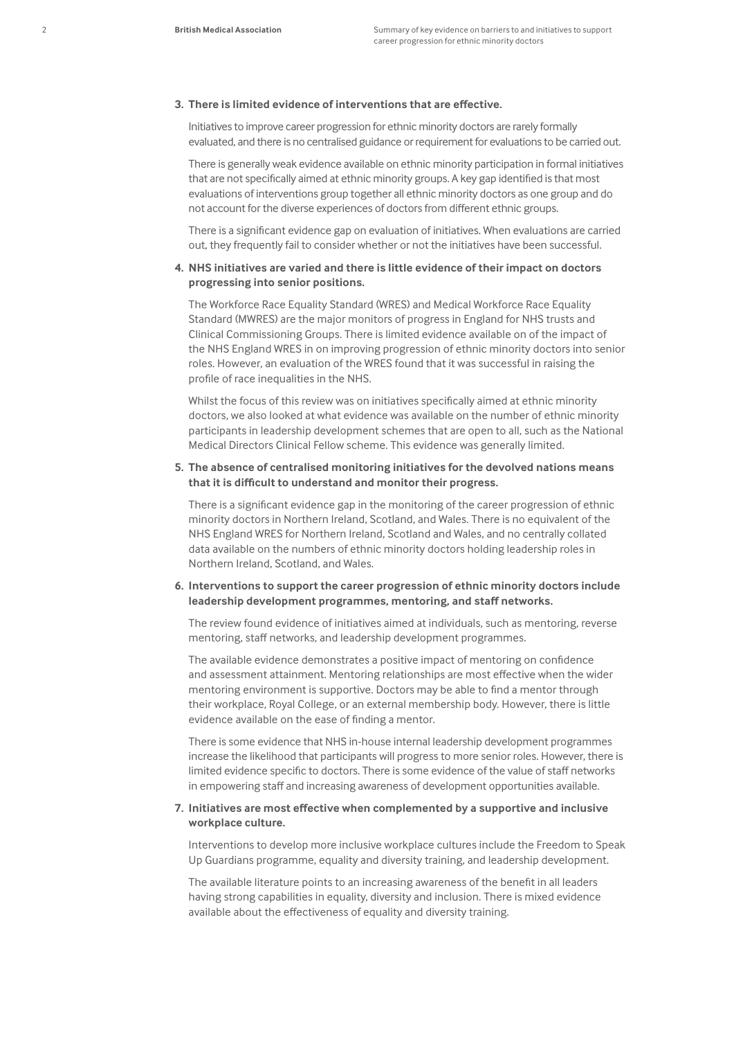3. **There is limited evidence of interventions that are effective.**

   Initiatives to improve career progression for ethnic minority doctors are rarely formally evaluated, and there is no centralised guidance or requirement for evaluations to be carried out.

   There is generally weak evidence available on ethnic minority participation in formal initiatives that are not specifically aimed at ethnic minority groups. A key gap identified is that most evaluations of interventions group together all ethnic minority doctors as one group and do not account for the diverse experiences of doctors from different ethnic groups.

   There is a significant evidence gap on evaluation of initiatives. When evaluations are carried out, they frequently fail to consider whether or not the initiatives have been successful.

4. **NHS initiatives are varied and there is little evidence of their impact on doctors progressing into senior positions.**

   The Workforce Race Equality Standard (WRES) and Medical Workforce Race Equality Standard (MWRES) are the major monitors of progress in England for NHS trusts and Clinical Commissioning Groups. There is limited evidence available on of the impact of the NHS England WRES in on improving progression of ethnic minority doctors into senior roles. However, an evaluation of the WRES found that it was successful in raising the profile of race inequalities in the NHS.

   Whilst the focus of this review was on initiatives specifically aimed at ethnic minority doctors, we also looked at what evidence was available on the number of ethnic minority participants in leadership development schemes that are open to all, such as the National Medical Directors Clinical Fellow scheme. This evidence was generally limited.

5. **The absence of centralised monitoring initiatives for the devolved nations means that it is difficult to understand and monitor their progress.**

   There is a significant evidence gap in the monitoring of the career progression of ethnic minority doctors in Northern Ireland, Scotland, and Wales. There is no equivalent of the NHS England WRES for Northern Ireland, Scotland and Wales, and no centrally collated data available on the numbers of ethnic minority doctors holding leadership roles in Northern Ireland, Scotland, and Wales.

6. **Interventions to support the career progression of ethnic minority doctors include leadership development programmes, mentoring, and staff networks.**

   The review found evidence of initiatives aimed at individuals, such as mentoring, reverse mentoring, staff networks, and leadership development programmes.

   The available evidence demonstrates a positive impact of mentoring on confidence and assessment attainment. Mentoring relationships are most effective when the wider mentoring environment is supportive. Doctors may be able to find a mentor through their workplace, Royal College, or an external membership body. However, there is little evidence available on the ease of finding a mentor.

   There is some evidence that NHS in-house internal leadership development programmes increase the likelihood that participants will progress to more senior roles. However, there is limited evidence specific to doctors. There is some evidence of the value of staff networks in empowering staff and increasing awareness of development opportunities available.

7. **Initiatives are most effective when complemented by a supportive and inclusive workplace culture.**

   Interventions to develop more inclusive workplace cultures include the Freedom to Speak Up Guardians programme, equality and diversity training, and leadership development.

   The available literature points to an increasing awareness of the benefit in all leaders having strong capabilities in equality, diversity and inclusion. There is mixed evidence available about the effectiveness of equality and diversity training.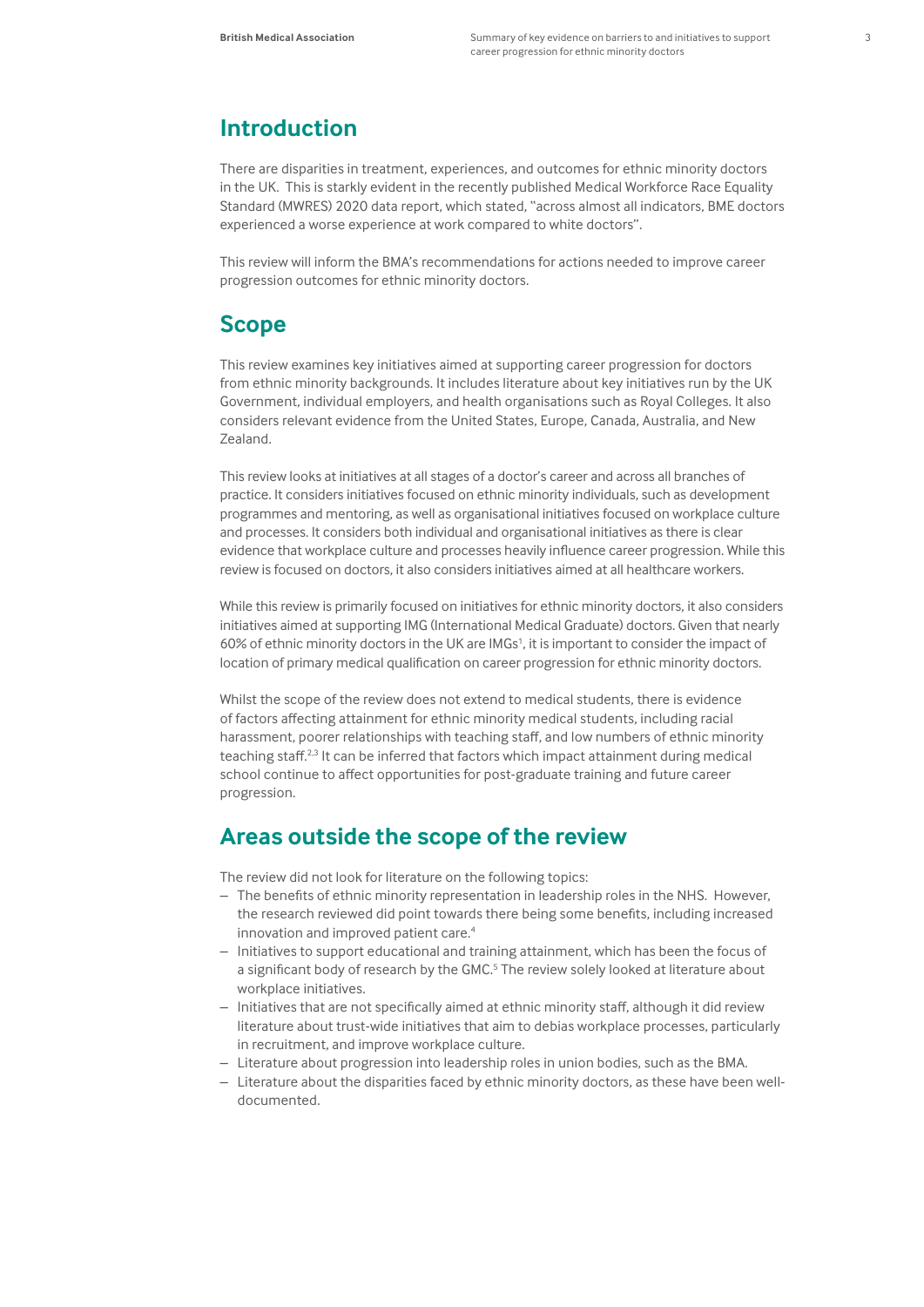## Introduction

There are disparities in treatment, experiences, and outcomes for ethnic minority doctors in the UK. This is starkly evident in the recently published Medical Workforce Race Equality Standard (MWRES) 2020 data report, which stated, "across almost all indicators, BME doctors experienced a worse experience at work compared to white doctors".

This review will inform the BMA's recommendations for actions needed to improve career progression outcomes for ethnic minority doctors.

## Scope

This review examines key initiatives aimed at supporting career progression for doctors from ethnic minority backgrounds. It includes literature about key initiatives run by the UK Government, individual employers, and health organisations such as Royal Colleges. It also considers relevant evidence from the United States, Europe, Canada, Australia, and New Zealand.

This review looks at initiatives at all stages of a doctor's career and across all branches of practice. It considers initiatives focused on ethnic minority individuals, such as development programmes and mentoring, as well as organisational initiatives focused on workplace culture and processes. It considers both individual and organisational initiatives as there is clear evidence that workplace culture and processes heavily influence career progression. While this review is focused on doctors, it also considers initiatives aimed at all healthcare workers.

While this review is primarily focused on initiatives for ethnic minority doctors, it also considers initiatives aimed at supporting IMG (International Medical Graduate) doctors. Given that nearly 60% of ethnic minority doctors in the UK are IMGs[1], it is important to consider the impact of location of primary medical qualification on career progression for ethnic minority doctors.

Whilst the scope of the review does not extend to medical students, there is evidence of factors affecting attainment for ethnic minority medical students, including racial harassment, poorer relationships with teaching staff, and low numbers of ethnic minority teaching staff.[2,3] It can be inferred that factors which impact attainment during medical school continue to affect opportunities for post-graduate training and future career progression.

## Areas outside the scope of the review

The review did not look for literature on the following topics:

- The benefits of ethnic minority representation in leadership roles in the NHS. However, the research reviewed did point towards there being some benefits, including increased innovation and improved patient care.[4]
- Initiatives to support educational and training attainment, which has been the focus of a significant body of research by the GMC.[5] The review solely looked at literature about workplace initiatives.
- Initiatives that are not specifically aimed at ethnic minority staff, although it did review literature about trust-wide initiatives that aim to debias workplace processes, particularly in recruitment, and improve workplace culture.
- Literature about progression into leadership roles in union bodies, such as the BMA.
- Literature about the disparities faced by ethnic minority doctors, as these have been well-documented.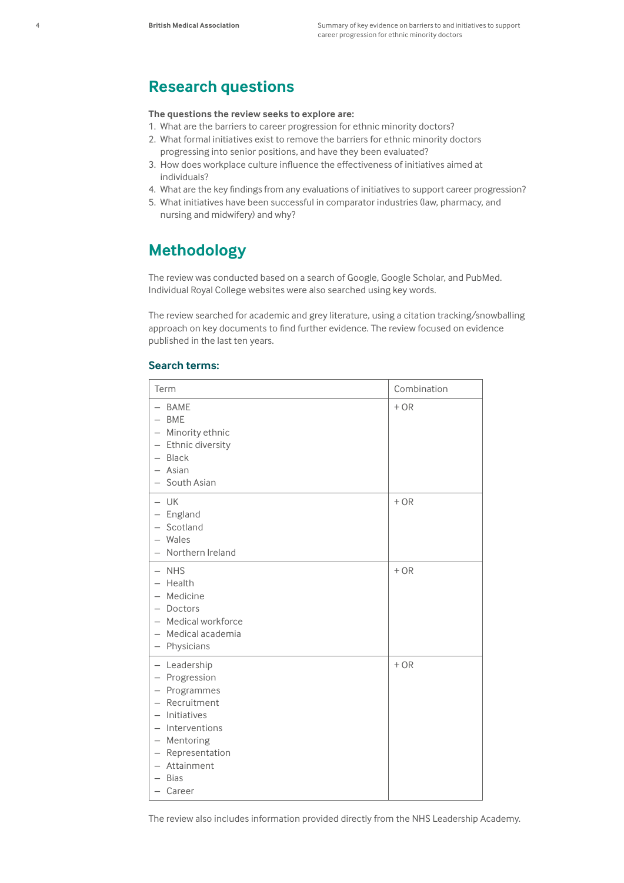## Research questions

**The questions the review seeks to explore are:**

1. What are the barriers to career progression for ethnic minority doctors?
2. What formal initiatives exist to remove the barriers for ethnic minority doctors progressing into senior positions, and have they been evaluated?
3. How does workplace culture influence the effectiveness of initiatives aimed at individuals?
4. What are the key findings from any evaluations of initiatives to support career progression?
5. What initiatives have been successful in comparator industries (law, pharmacy, and nursing and midwifery) and why?

## Methodology

The review was conducted based on a search of Google, Google Scholar, and PubMed. Individual Royal College websites were also searched using key words.

The review searched for academic and grey literature, using a citation tracking/snowballing approach on key documents to find further evidence. The review focused on evidence published in the last ten years.

### Search terms:

| Term | Combination |
|---|---|
| – BAME<br>– BME<br>– Minority ethnic<br>– Ethnic diversity<br>– Black<br>– Asian<br>– South Asian | + OR |
| – UK<br>– England<br>– Scotland<br>– Wales<br>– Northern Ireland | + OR |
| – NHS<br>– Health<br>– Medicine<br>– Doctors<br>– Medical workforce<br>– Medical academia<br>– Physicians | + OR |
| – Leadership<br>– Progression<br>– Programmes<br>– Recruitment<br>– Initiatives<br>– Interventions<br>– Mentoring<br>– Representation<br>– Attainment<br>– Bias<br>– Career | + OR |

The review also includes information provided directly from the NHS Leadership Academy.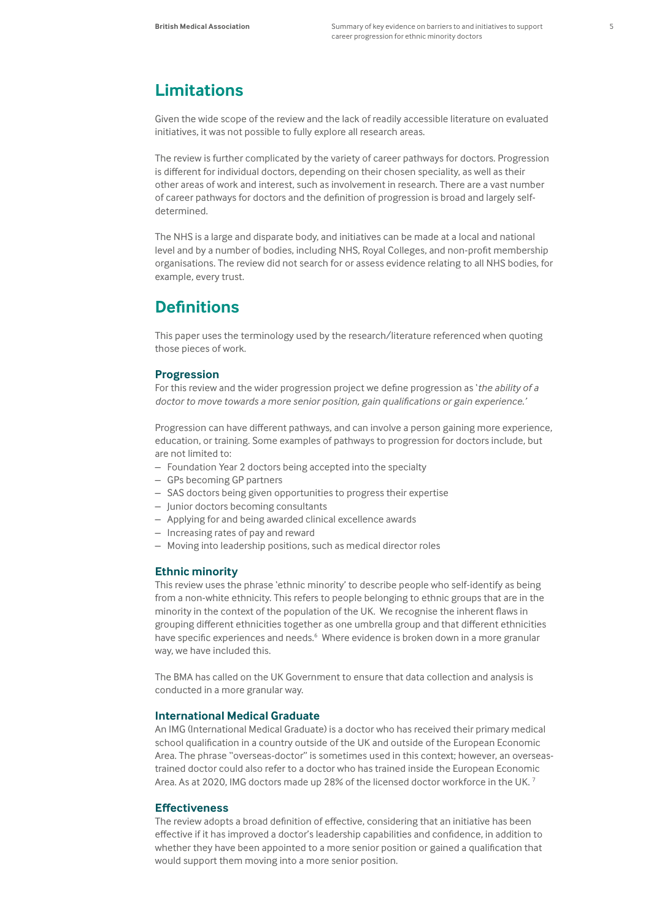## Limitations

Given the wide scope of the review and the lack of readily accessible literature on evaluated initiatives, it was not possible to fully explore all research areas.

The review is further complicated by the variety of career pathways for doctors. Progression is different for individual doctors, depending on their chosen speciality, as well as their other areas of work and interest, such as involvement in research. There are a vast number of career pathways for doctors and the definition of progression is broad and largely self-determined.

The NHS is a large and disparate body, and initiatives can be made at a local and national level and by a number of bodies, including NHS, Royal Colleges, and non-profit membership organisations. The review did not search for or assess evidence relating to all NHS bodies, for example, every trust.

## Definitions

This paper uses the terminology used by the research/literature referenced when quoting those pieces of work.

### Progression

For this review and the wider progression project we define progression as '*the ability of a doctor to move towards a more senior position, gain qualifications or gain experience.*'

Progression can have different pathways, and can involve a person gaining more experience, education, or training. Some examples of pathways to progression for doctors include, but are not limited to:

- Foundation Year 2 doctors being accepted into the specialty
- GPs becoming GP partners
- SAS doctors being given opportunities to progress their expertise
- Junior doctors becoming consultants
- Applying for and being awarded clinical excellence awards
- Increasing rates of pay and reward
- Moving into leadership positions, such as medical director roles

### Ethnic minority

This review uses the phrase 'ethnic minority' to describe people who self-identify as being from a non-white ethnicity. This refers to people belonging to ethnic groups that are in the minority in the context of the population of the UK. We recognise the inherent flaws in grouping different ethnicities together as one umbrella group and that different ethnicities have specific experiences and needs.[6] Where evidence is broken down in a more granular way, we have included this.

The BMA has called on the UK Government to ensure that data collection and analysis is conducted in a more granular way.

### International Medical Graduate

An IMG (International Medical Graduate) is a doctor who has received their primary medical school qualification in a country outside of the UK and outside of the European Economic Area. The phrase "overseas-doctor" is sometimes used in this context; however, an overseas-trained doctor could also refer to a doctor who has trained inside the European Economic Area. As at 2020, IMG doctors made up 28% of the licensed doctor workforce in the UK.[7]

### Effectiveness

The review adopts a broad definition of effective, considering that an initiative has been effective if it has improved a doctor's leadership capabilities and confidence, in addition to whether they have been appointed to a more senior position or gained a qualification that would support them moving into a more senior position.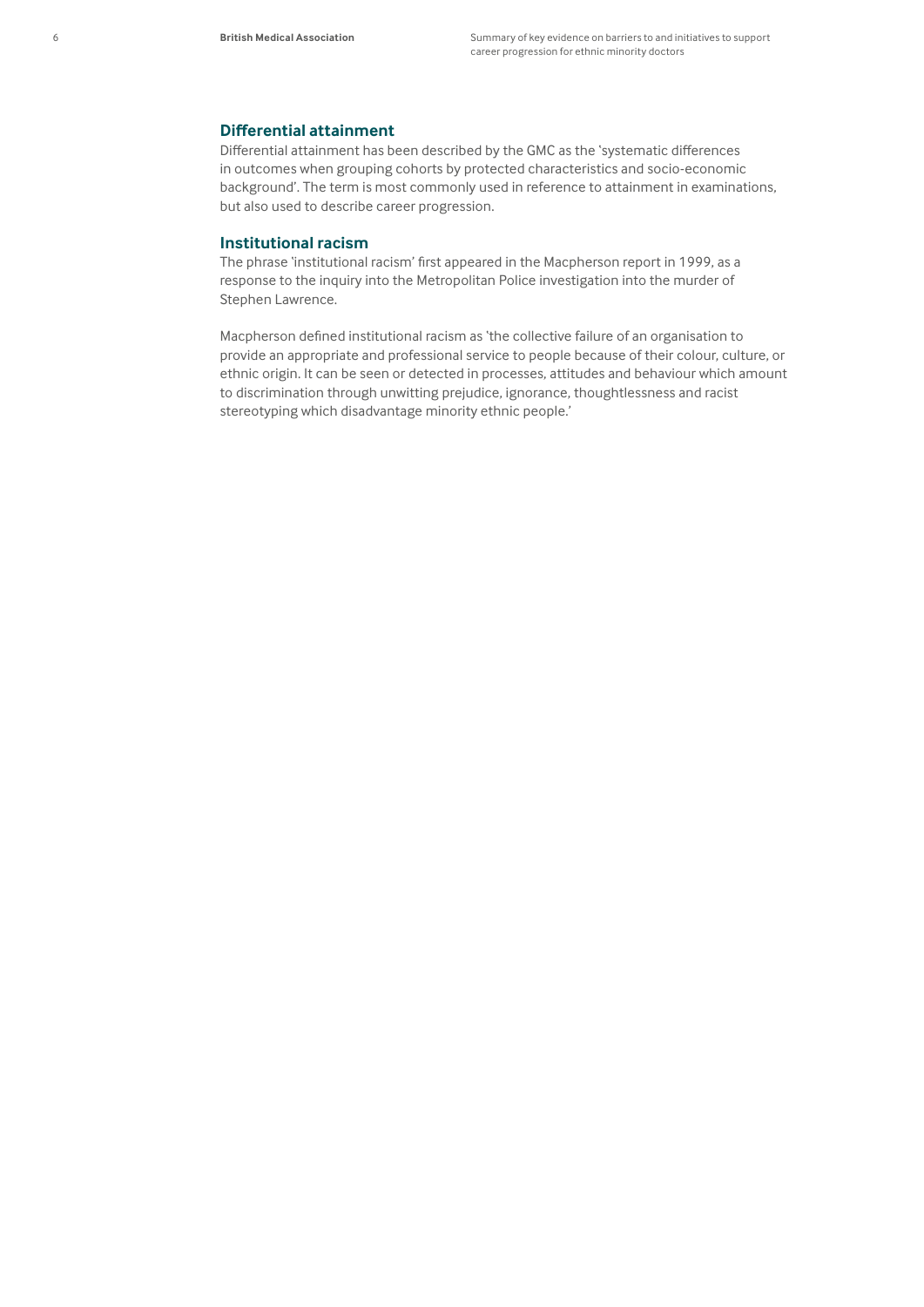### Differential attainment

Differential attainment has been described by the GMC as the 'systematic differences in outcomes when grouping cohorts by protected characteristics and socio-economic background'. The term is most commonly used in reference to attainment in examinations, but also used to describe career progression.

### Institutional racism

The phrase 'institutional racism' first appeared in the Macpherson report in 1999, as a response to the inquiry into the Metropolitan Police investigation into the murder of Stephen Lawrence.

Macpherson defined institutional racism as 'the collective failure of an organisation to provide an appropriate and professional service to people because of their colour, culture, or ethnic origin. It can be seen or detected in processes, attitudes and behaviour which amount to discrimination through unwitting prejudice, ignorance, thoughtlessness and racist stereotyping which disadvantage minority ethnic people.'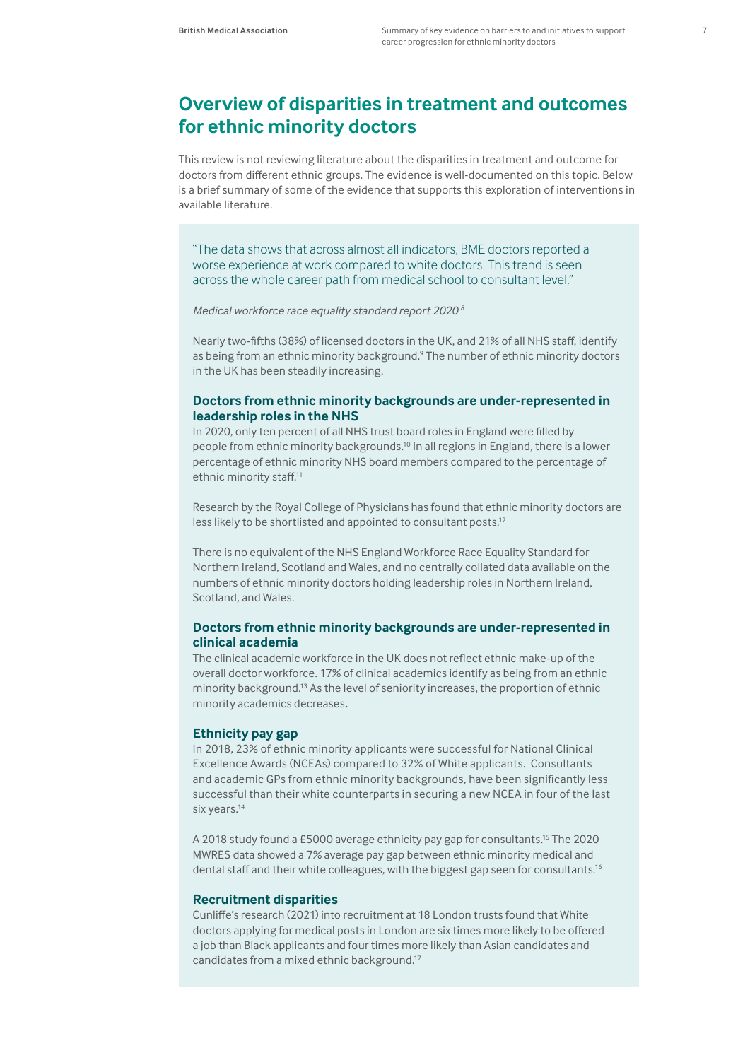## Overview of disparities in treatment and outcomes for ethnic minority doctors

This review is not reviewing literature about the disparities in treatment and outcome for doctors from different ethnic groups. The evidence is well-documented on this topic. Below is a brief summary of some of the evidence that supports this exploration of interventions in available literature.

"The data shows that across almost all indicators, BME doctors reported a worse experience at work compared to white doctors. This trend is seen across the whole career path from medical school to consultant level."

*Medical workforce race equality standard report 2020*[8]

Nearly two-fifths (38%) of licensed doctors in the UK, and 21% of all NHS staff, identify as being from an ethnic minority background.[9] The number of ethnic minority doctors in the UK has been steadily increasing.

### Doctors from ethnic minority backgrounds are under-represented in leadership roles in the NHS

In 2020, only ten percent of all NHS trust board roles in England were filled by people from ethnic minority backgrounds.[10] In all regions in England, there is a lower percentage of ethnic minority NHS board members compared to the percentage of ethnic minority staff.[11]

Research by the Royal College of Physicians has found that ethnic minority doctors are less likely to be shortlisted and appointed to consultant posts.[12]

There is no equivalent of the NHS England Workforce Race Equality Standard for Northern Ireland, Scotland and Wales, and no centrally collated data available on the numbers of ethnic minority doctors holding leadership roles in Northern Ireland, Scotland, and Wales.

### Doctors from ethnic minority backgrounds are under-represented in clinical academia

The clinical academic workforce in the UK does not reflect ethnic make-up of the overall doctor workforce. 17% of clinical academics identify as being from an ethnic minority background.[13] As the level of seniority increases, the proportion of ethnic minority academics decreases**.**

### Ethnicity pay gap

In 2018, 23% of ethnic minority applicants were successful for National Clinical Excellence Awards (NCEAs) compared to 32% of White applicants. Consultants and academic GPs from ethnic minority backgrounds, have been significantly less successful than their white counterparts in securing a new NCEA in four of the last six years.[14]

A 2018 study found a £5000 average ethnicity pay gap for consultants.[15] The 2020 MWRES data showed a 7% average pay gap between ethnic minority medical and dental staff and their white colleagues, with the biggest gap seen for consultants.[16]

### Recruitment disparities

Cunliffe's research (2021) into recruitment at 18 London trusts found that White doctors applying for medical posts in London are six times more likely to be offered a job than Black applicants and four times more likely than Asian candidates and candidates from a mixed ethnic background.[17]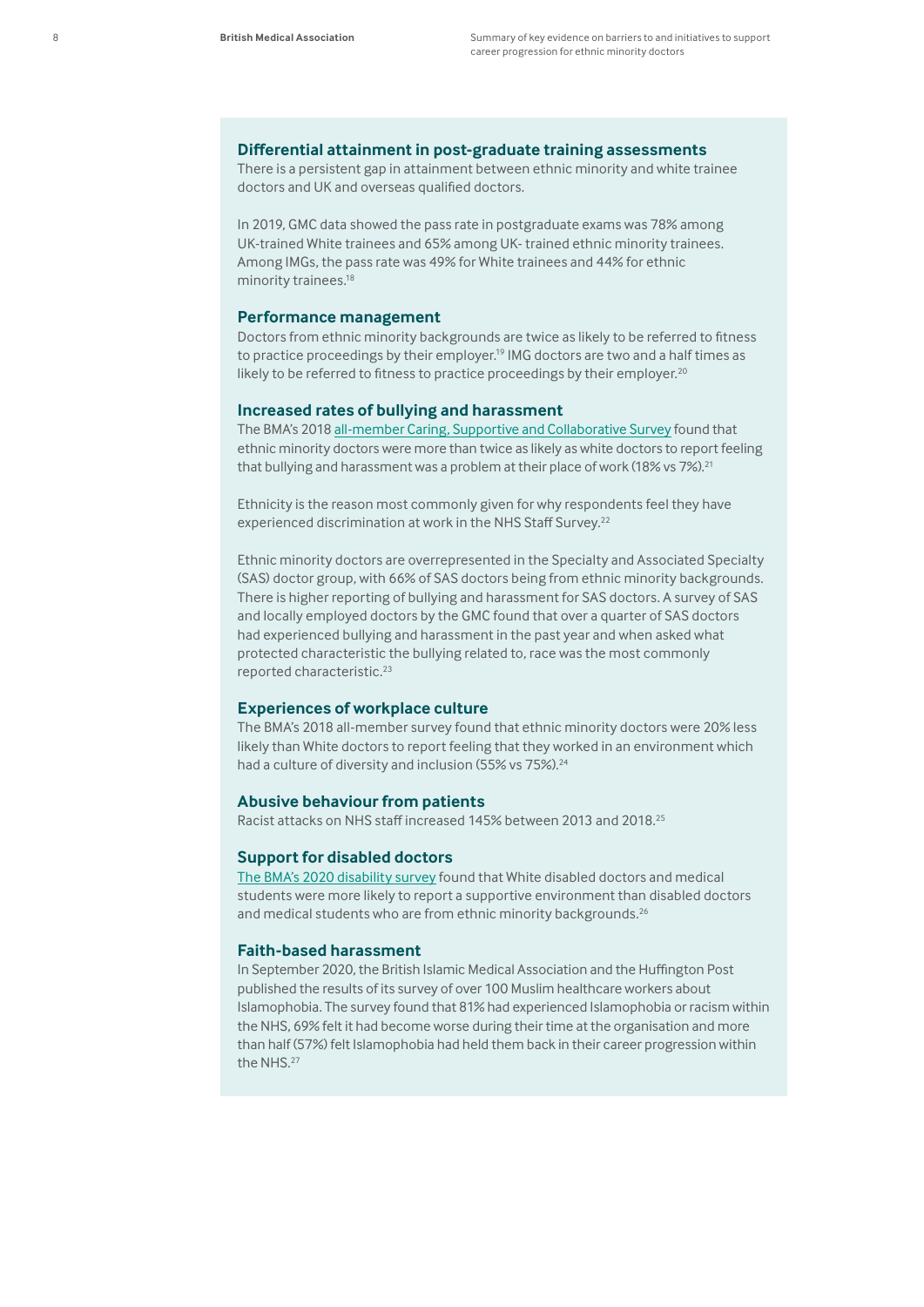### Differential attainment in post-graduate training assessments

There is a persistent gap in attainment between ethnic minority and white trainee doctors and UK and overseas qualified doctors.

In 2019, GMC data showed the pass rate in postgraduate exams was 78% among UK-trained White trainees and 65% among UK- trained ethnic minority trainees. Among IMGs, the pass rate was 49% for White trainees and 44% for ethnic minority trainees.[18]

### Performance management

Doctors from ethnic minority backgrounds are twice as likely to be referred to fitness to practice proceedings by their employer.[19] IMG doctors are two and a half times as likely to be referred to fitness to practice proceedings by their employer.[20]

### Increased rates of bullying and harassment

The BMA's 2018 all-member Caring, Supportive and Collaborative Survey found that ethnic minority doctors were more than twice as likely as white doctors to report feeling that bullying and harassment was a problem at their place of work (18% vs 7%).[21]

Ethnicity is the reason most commonly given for why respondents feel they have experienced discrimination at work in the NHS Staff Survey.[22]

Ethnic minority doctors are overrepresented in the Specialty and Associated Specialty (SAS) doctor group, with 66% of SAS doctors being from ethnic minority backgrounds. There is higher reporting of bullying and harassment for SAS doctors. A survey of SAS and locally employed doctors by the GMC found that over a quarter of SAS doctors had experienced bullying and harassment in the past year and when asked what protected characteristic the bullying related to, race was the most commonly reported characteristic.[23]

### Experiences of workplace culture

The BMA's 2018 all-member survey found that ethnic minority doctors were 20% less likely than White doctors to report feeling that they worked in an environment which had a culture of diversity and inclusion (55% vs 75%).[24]

### Abusive behaviour from patients

Racist attacks on NHS staff increased 145% between 2013 and 2018.[25]

### Support for disabled doctors

The BMA's 2020 disability survey found that White disabled doctors and medical students were more likely to report a supportive environment than disabled doctors and medical students who are from ethnic minority backgrounds.[26]

### Faith-based harassment

In September 2020, the British Islamic Medical Association and the Huffington Post published the results of its survey of over 100 Muslim healthcare workers about Islamophobia. The survey found that 81% had experienced Islamophobia or racism within the NHS, 69% felt it had become worse during their time at the organisation and more than half (57%) felt Islamophobia had held them back in their career progression within the NHS.[27]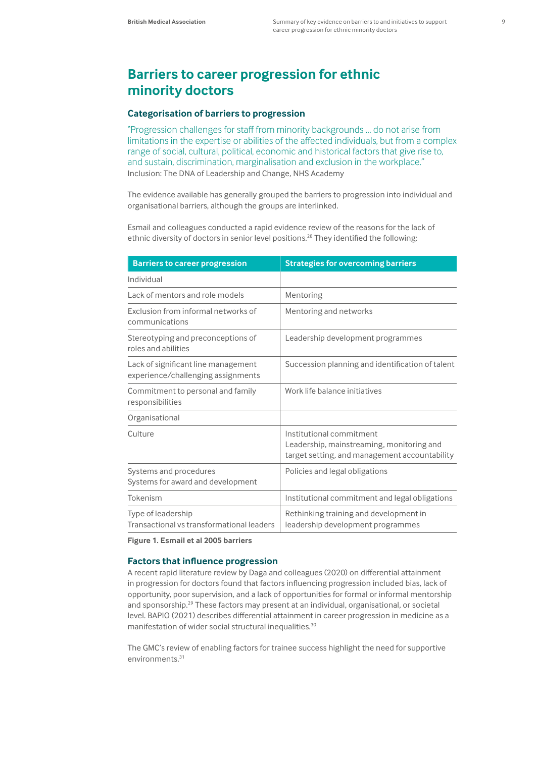## Barriers to career progression for ethnic minority doctors

### Categorisation of barriers to progression

"Progression challenges for staff from minority backgrounds ... do not arise from limitations in the expertise or abilities of the affected individuals, but from a complex range of social, cultural, political, economic and historical factors that give rise to, and sustain, discrimination, marginalisation and exclusion in the workplace."
Inclusion: The DNA of Leadership and Change, NHS Academy

The evidence available has generally grouped the barriers to progression into individual and organisational barriers, although the groups are interlinked.

Esmail and colleagues conducted a rapid evidence review of the reasons for the lack of ethnic diversity of doctors in senior level positions.[28] They identified the following:

| Barriers to career progression | Strategies for overcoming barriers |
|---|---|
| Individual | |
| Lack of mentors and role models | Mentoring |
| Exclusion from informal networks of communications | Mentoring and networks |
| Stereotyping and preconceptions of roles and abilities | Leadership development programmes |
| Lack of significant line management experience/challenging assignments | Succession planning and identification of talent |
| Commitment to personal and family responsibilities | Work life balance initiatives |
| Organisational | |
| Culture | Institutional commitment<br>Leadership, mainstreaming, monitoring and target setting, and management accountability |
| Systems and procedures<br>Systems for award and development | Policies and legal obligations |
| Tokenism | Institutional commitment and legal obligations |
| Type of leadership<br>Transactional vs transformational leaders | Rethinking training and development in leadership development programmes |

**Figure 1. Esmail et al 2005 barriers**

### Factors that influence progression

A recent rapid literature review by Daga and colleagues (2020) on differential attainment in progression for doctors found that factors influencing progression included bias, lack of opportunity, poor supervision, and a lack of opportunities for formal or informal mentorship and sponsorship.[29] These factors may present at an individual, organisational, or societal level. BAPIO (2021) describes differential attainment in career progression in medicine as a manifestation of wider social structural inequalities.[30]

The GMC's review of enabling factors for trainee success highlight the need for supportive environments.[31]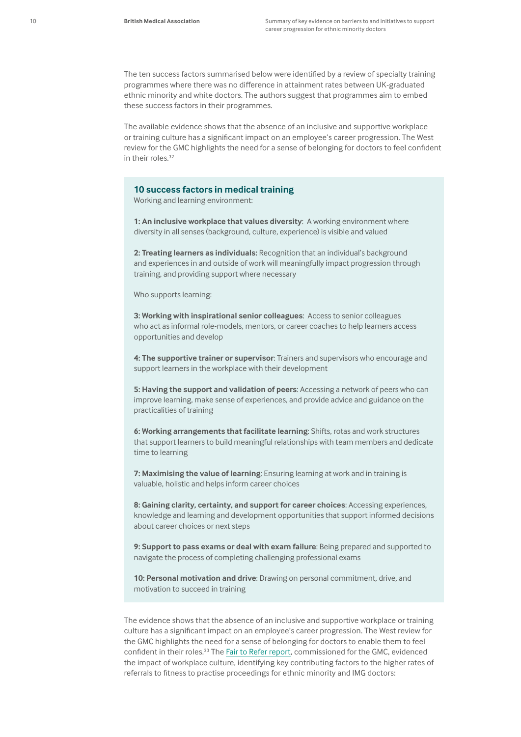The ten success factors summarised below were identified by a review of specialty training programmes where there was no difference in attainment rates between UK-graduated ethnic minority and white doctors. The authors suggest that programmes aim to embed these success factors in their programmes.

The available evidence shows that the absence of an inclusive and supportive workplace or training culture has a significant impact on an employee's career progression. The West review for the GMC highlights the need for a sense of belonging for doctors to feel confident in their roles.[32]

### 10 success factors in medical training

Working and learning environment:

**1: An inclusive workplace that values diversity**: A working environment where diversity in all senses (background, culture, experience) is visible and valued

**2: Treating learners as individuals:** Recognition that an individual's background and experiences in and outside of work will meaningfully impact progression through training, and providing support where necessary

Who supports learning:

**3: Working with inspirational senior colleagues**: Access to senior colleagues who act as informal role-models, mentors, or career coaches to help learners access opportunities and develop

**4: The supportive trainer or supervisor**: Trainers and supervisors who encourage and support learners in the workplace with their development

**5: Having the support and validation of peers**: Accessing a network of peers who can improve learning, make sense of experiences, and provide advice and guidance on the practicalities of training

**6: Working arrangements that facilitate learning**: Shifts, rotas and work structures that support learners to build meaningful relationships with team members and dedicate time to learning

**7: Maximising the value of learning**: Ensuring learning at work and in training is valuable, holistic and helps inform career choices

**8: Gaining clarity, certainty, and support for career choices**: Accessing experiences, knowledge and learning and development opportunities that support informed decisions about career choices or next steps

**9: Support to pass exams or deal with exam failure**: Being prepared and supported to navigate the process of completing challenging professional exams

**10: Personal motivation and drive**: Drawing on personal commitment, drive, and motivation to succeed in training

The evidence shows that the absence of an inclusive and supportive workplace or training culture has a significant impact on an employee's career progression. The West review for the GMC highlights the need for a sense of belonging for doctors to enable them to feel confident in their roles.[33] The Fair to Refer report, commissioned for the GMC, evidenced the impact of workplace culture, identifying key contributing factors to the higher rates of referrals to fitness to practise proceedings for ethnic minority and IMG doctors: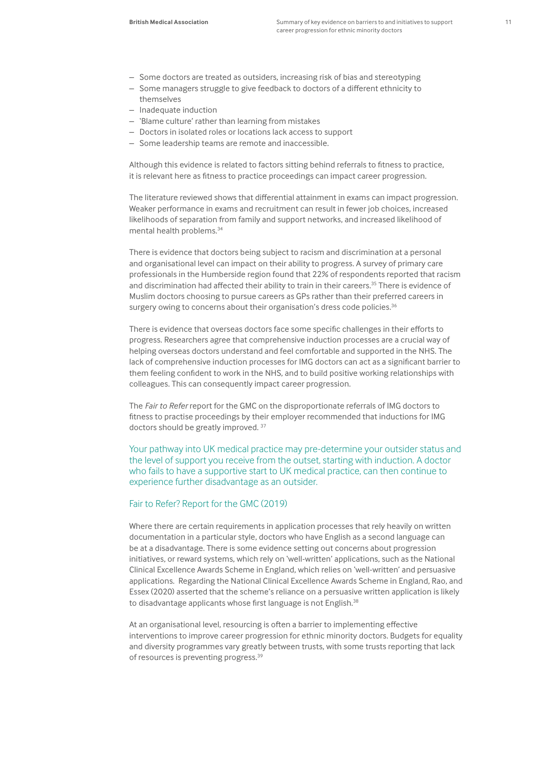- Some doctors are treated as outsiders, increasing risk of bias and stereotyping
- Some managers struggle to give feedback to doctors of a different ethnicity to themselves
- Inadequate induction
- 'Blame culture' rather than learning from mistakes
- Doctors in isolated roles or locations lack access to support
- Some leadership teams are remote and inaccessible.

Although this evidence is related to factors sitting behind referrals to fitness to practice, it is relevant here as fitness to practice proceedings can impact career progression.

The literature reviewed shows that differential attainment in exams can impact progression. Weaker performance in exams and recruitment can result in fewer job choices, increased likelihoods of separation from family and support networks, and increased likelihood of mental health problems.[34]

There is evidence that doctors being subject to racism and discrimination at a personal and organisational level can impact on their ability to progress. A survey of primary care professionals in the Humberside region found that 22% of respondents reported that racism and discrimination had affected their ability to train in their careers.[35] There is evidence of Muslim doctors choosing to pursue careers as GPs rather than their preferred careers in surgery owing to concerns about their organisation's dress code policies.[36]

There is evidence that overseas doctors face some specific challenges in their efforts to progress. Researchers agree that comprehensive induction processes are a crucial way of helping overseas doctors understand and feel comfortable and supported in the NHS. The lack of comprehensive induction processes for IMG doctors can act as a significant barrier to them feeling confident to work in the NHS, and to build positive working relationships with colleagues. This can consequently impact career progression.

The *Fair to Refer* report for the GMC on the disproportionate referrals of IMG doctors to fitness to practise proceedings by their employer recommended that inductions for IMG doctors should be greatly improved.[37]

> Your pathway into UK medical practice may pre-determine your outsider status and the level of support you receive from the outset, starting with induction. A doctor who fails to have a supportive start to UK medical practice, can then continue to experience further disadvantage as an outsider.
>
> Fair to Refer? Report for the GMC (2019)

Where there are certain requirements in application processes that rely heavily on written documentation in a particular style, doctors who have English as a second language can be at a disadvantage. There is some evidence setting out concerns about progression initiatives, or reward systems, which rely on 'well-written' applications, such as the National Clinical Excellence Awards Scheme in England, which relies on 'well-written' and persuasive applications. Regarding the National Clinical Excellence Awards Scheme in England, Rao, and Essex (2020) asserted that the scheme's reliance on a persuasive written application is likely to disadvantage applicants whose first language is not English.[38]

At an organisational level, resourcing is often a barrier to implementing effective interventions to improve career progression for ethnic minority doctors. Budgets for equality and diversity programmes vary greatly between trusts, with some trusts reporting that lack of resources is preventing progress.[39]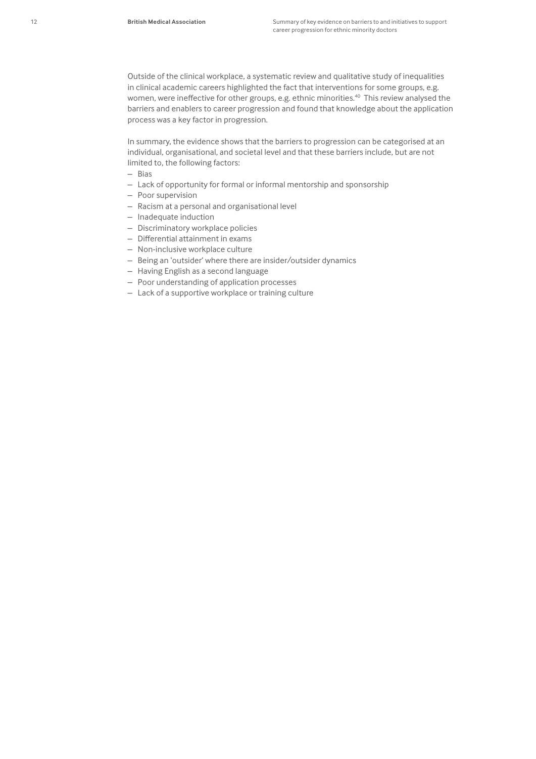Outside of the clinical workplace, a systematic review and qualitative study of inequalities in clinical academic careers highlighted the fact that interventions for some groups, e.g. women, were ineffective for other groups, e.g. ethnic minorities.[40] This review analysed the barriers and enablers to career progression and found that knowledge about the application process was a key factor in progression.

In summary, the evidence shows that the barriers to progression can be categorised at an individual, organisational, and societal level and that these barriers include, but are not limited to, the following factors:

- Bias
- Lack of opportunity for formal or informal mentorship and sponsorship
- Poor supervision
- Racism at a personal and organisational level
- Inadequate induction
- Discriminatory workplace policies
- Differential attainment in exams
- Non-inclusive workplace culture
- Being an 'outsider' where there are insider/outsider dynamics
- Having English as a second language
- Poor understanding of application processes
- Lack of a supportive workplace or training culture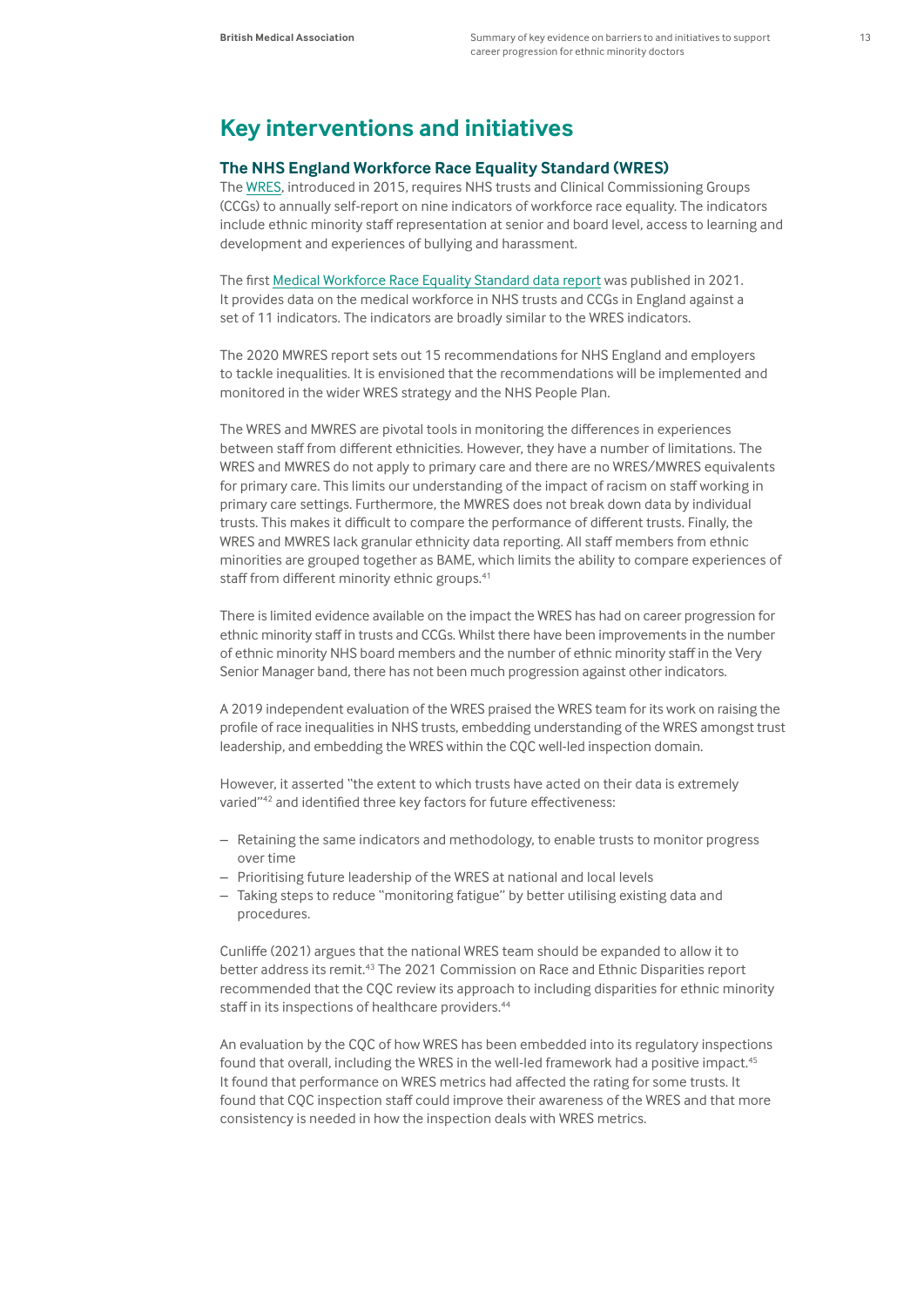## Key interventions and initiatives

### The NHS England Workforce Race Equality Standard (WRES)

The WRES, introduced in 2015, requires NHS trusts and Clinical Commissioning Groups (CCGs) to annually self-report on nine indicators of workforce race equality. The indicators include ethnic minority staff representation at senior and board level, access to learning and development and experiences of bullying and harassment.

The first Medical Workforce Race Equality Standard data report was published in 2021. It provides data on the medical workforce in NHS trusts and CCGs in England against a set of 11 indicators. The indicators are broadly similar to the WRES indicators.

The 2020 MWRES report sets out 15 recommendations for NHS England and employers to tackle inequalities. It is envisioned that the recommendations will be implemented and monitored in the wider WRES strategy and the NHS People Plan.

The WRES and MWRES are pivotal tools in monitoring the differences in experiences between staff from different ethnicities. However, they have a number of limitations. The WRES and MWRES do not apply to primary care and there are no WRES/MWRES equivalents for primary care. This limits our understanding of the impact of racism on staff working in primary care settings. Furthermore, the MWRES does not break down data by individual trusts. This makes it difficult to compare the performance of different trusts. Finally, the WRES and MWRES lack granular ethnicity data reporting. All staff members from ethnic minorities are grouped together as BAME, which limits the ability to compare experiences of staff from different minority ethnic groups.[41]

There is limited evidence available on the impact the WRES has had on career progression for ethnic minority staff in trusts and CCGs. Whilst there have been improvements in the number of ethnic minority NHS board members and the number of ethnic minority staff in the Very Senior Manager band, there has not been much progression against other indicators.

A 2019 independent evaluation of the WRES praised the WRES team for its work on raising the profile of race inequalities in NHS trusts, embedding understanding of the WRES amongst trust leadership, and embedding the WRES within the CQC well-led inspection domain.

However, it asserted "the extent to which trusts have acted on their data is extremely varied"[42] and identified three key factors for future effectiveness:

- Retaining the same indicators and methodology, to enable trusts to monitor progress over time
- Prioritising future leadership of the WRES at national and local levels
- Taking steps to reduce "monitoring fatigue" by better utilising existing data and procedures.

Cunliffe (2021) argues that the national WRES team should be expanded to allow it to better address its remit.[43] The 2021 Commission on Race and Ethnic Disparities report recommended that the CQC review its approach to including disparities for ethnic minority staff in its inspections of healthcare providers.[44]

An evaluation by the CQC of how WRES has been embedded into its regulatory inspections found that overall, including the WRES in the well-led framework had a positive impact.[45] It found that performance on WRES metrics had affected the rating for some trusts. It found that CQC inspection staff could improve their awareness of the WRES and that more consistency is needed in how the inspection deals with WRES metrics.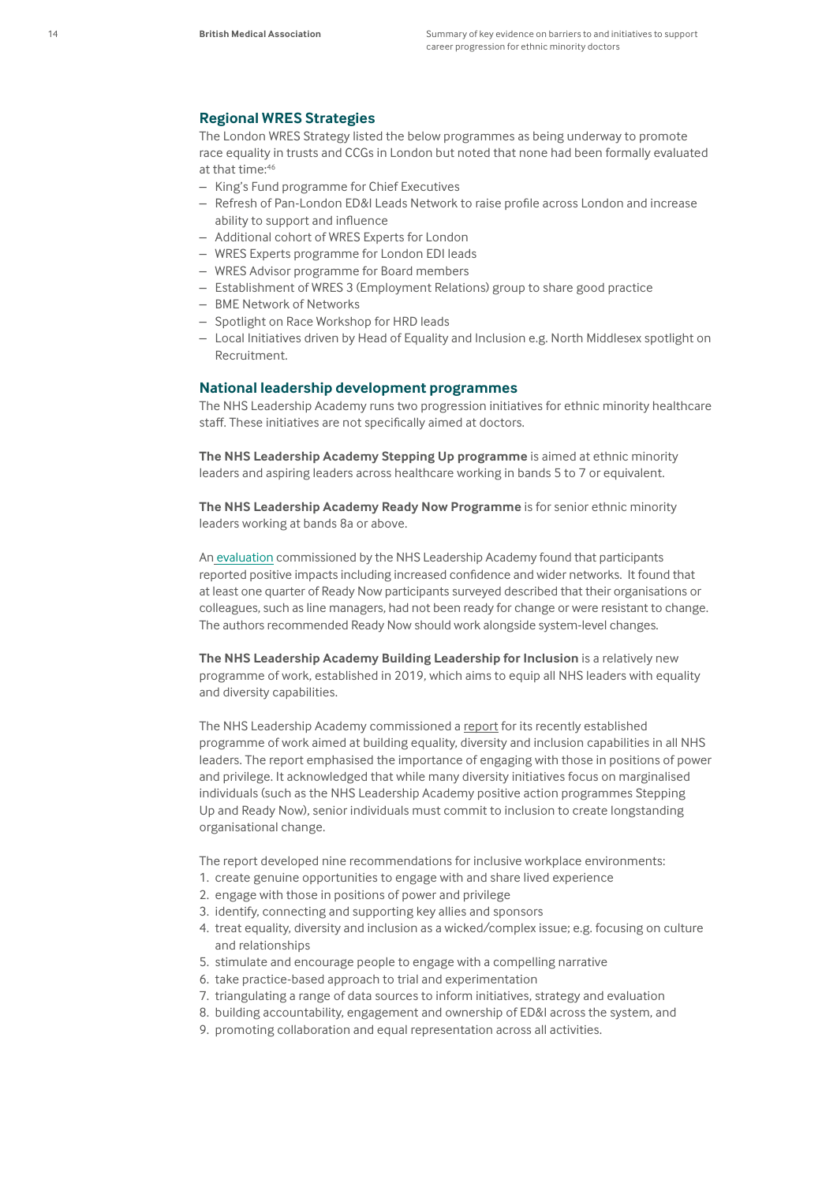## Regional WRES Strategies

The London WRES Strategy listed the below programmes as being underway to promote race equality in trusts and CCGs in London but noted that none had been formally evaluated at that time:[46]

- King's Fund programme for Chief Executives
- Refresh of Pan-London ED&I Leads Network to raise profile across London and increase ability to support and influence
- Additional cohort of WRES Experts for London
- WRES Experts programme for London EDI leads
- WRES Advisor programme for Board members
- Establishment of WRES 3 (Employment Relations) group to share good practice
- BME Network of Networks
- Spotlight on Race Workshop for HRD leads
- Local Initiatives driven by Head of Equality and Inclusion e.g. North Middlesex spotlight on Recruitment.

## National leadership development programmes

The NHS Leadership Academy runs two progression initiatives for ethnic minority healthcare staff. These initiatives are not specifically aimed at doctors.

**The NHS Leadership Academy Stepping Up programme** is aimed at ethnic minority leaders and aspiring leaders across healthcare working in bands 5 to 7 or equivalent.

**The NHS Leadership Academy Ready Now Programme** is for senior ethnic minority leaders working at bands 8a or above.

An evaluation commissioned by the NHS Leadership Academy found that participants reported positive impacts including increased confidence and wider networks. It found that at least one quarter of Ready Now participants surveyed described that their organisations or colleagues, such as line managers, had not been ready for change or were resistant to change. The authors recommended Ready Now should work alongside system-level changes.

**The NHS Leadership Academy Building Leadership for Inclusion** is a relatively new programme of work, established in 2019, which aims to equip all NHS leaders with equality and diversity capabilities.

The NHS Leadership Academy commissioned a report for its recently established programme of work aimed at building equality, diversity and inclusion capabilities in all NHS leaders. The report emphasised the importance of engaging with those in positions of power and privilege. It acknowledged that while many diversity initiatives focus on marginalised individuals (such as the NHS Leadership Academy positive action programmes Stepping Up and Ready Now), senior individuals must commit to inclusion to create longstanding organisational change.

The report developed nine recommendations for inclusive workplace environments:

1. create genuine opportunities to engage with and share lived experience
2. engage with those in positions of power and privilege
3. identify, connecting and supporting key allies and sponsors
4. treat equality, diversity and inclusion as a wicked/complex issue; e.g. focusing on culture and relationships
5. stimulate and encourage people to engage with a compelling narrative
6. take practice-based approach to trial and experimentation
7. triangulating a range of data sources to inform initiatives, strategy and evaluation
8. building accountability, engagement and ownership of ED&I across the system, and
9. promoting collaboration and equal representation across all activities.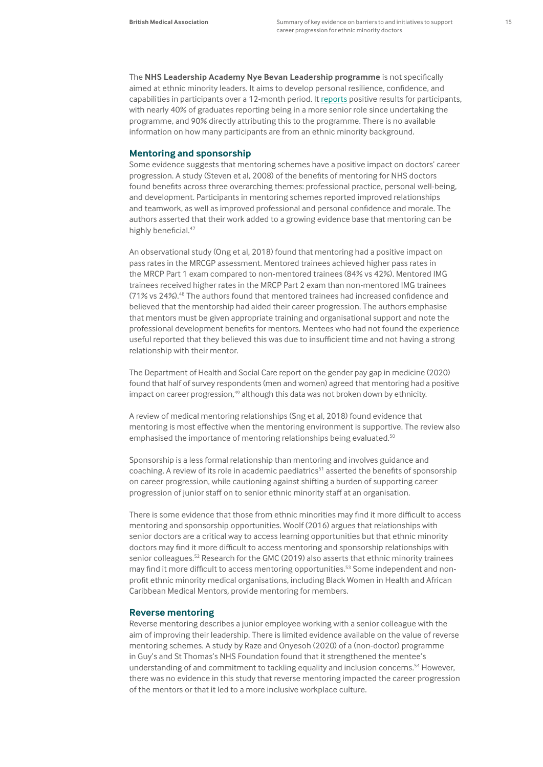The **NHS Leadership Academy Nye Bevan Leadership programme** is not specifically aimed at ethnic minority leaders. It aims to develop personal resilience, confidence, and capabilities in participants over a 12-month period. It reports positive results for participants, with nearly 40% of graduates reporting being in a more senior role since undertaking the programme, and 90% directly attributing this to the programme. There is no available information on how many participants are from an ethnic minority background.

## Mentoring and sponsorship

Some evidence suggests that mentoring schemes have a positive impact on doctors' career progression. A study (Steven et al, 2008) of the benefits of mentoring for NHS doctors found benefits across three overarching themes: professional practice, personal well-being, and development. Participants in mentoring schemes reported improved relationships and teamwork, as well as improved professional and personal confidence and morale. The authors asserted that their work added to a growing evidence base that mentoring can be highly beneficial.[47]

An observational study (Ong et al, 2018) found that mentoring had a positive impact on pass rates in the MRCGP assessment. Mentored trainees achieved higher pass rates in the MRCP Part 1 exam compared to non-mentored trainees (84% vs 42%). Mentored IMG trainees received higher rates in the MRCP Part 2 exam than non-mentored IMG trainees (71% vs 24%).[48] The authors found that mentored trainees had increased confidence and believed that the mentorship had aided their career progression. The authors emphasise that mentors must be given appropriate training and organisational support and note the professional development benefits for mentors. Mentees who had not found the experience useful reported that they believed this was due to insufficient time and not having a strong relationship with their mentor.

The Department of Health and Social Care report on the gender pay gap in medicine (2020) found that half of survey respondents (men and women) agreed that mentoring had a positive impact on career progression,[49] although this data was not broken down by ethnicity.

A review of medical mentoring relationships (Sng et al, 2018) found evidence that mentoring is most effective when the mentoring environment is supportive. The review also emphasised the importance of mentoring relationships being evaluated.[50]

Sponsorship is a less formal relationship than mentoring and involves guidance and coaching. A review of its role in academic paediatrics[51] asserted the benefits of sponsorship on career progression, while cautioning against shifting a burden of supporting career progression of junior staff on to senior ethnic minority staff at an organisation.

There is some evidence that those from ethnic minorities may find it more difficult to access mentoring and sponsorship opportunities. Woolf (2016) argues that relationships with senior doctors are a critical way to access learning opportunities but that ethnic minority doctors may find it more difficult to access mentoring and sponsorship relationships with senior colleagues.[52] Research for the GMC (2019) also asserts that ethnic minority trainees may find it more difficult to access mentoring opportunities.[53] Some independent and non-profit ethnic minority medical organisations, including Black Women in Health and African Caribbean Medical Mentors, provide mentoring for members.

## Reverse mentoring

Reverse mentoring describes a junior employee working with a senior colleague with the aim of improving their leadership. There is limited evidence available on the value of reverse mentoring schemes. A study by Raze and Onyesoh (2020) of a (non-doctor) programme in Guy's and St Thomas's NHS Foundation found that it strengthened the mentee's understanding of and commitment to tackling equality and inclusion concerns.[54] However, there was no evidence in this study that reverse mentoring impacted the career progression of the mentors or that it led to a more inclusive workplace culture.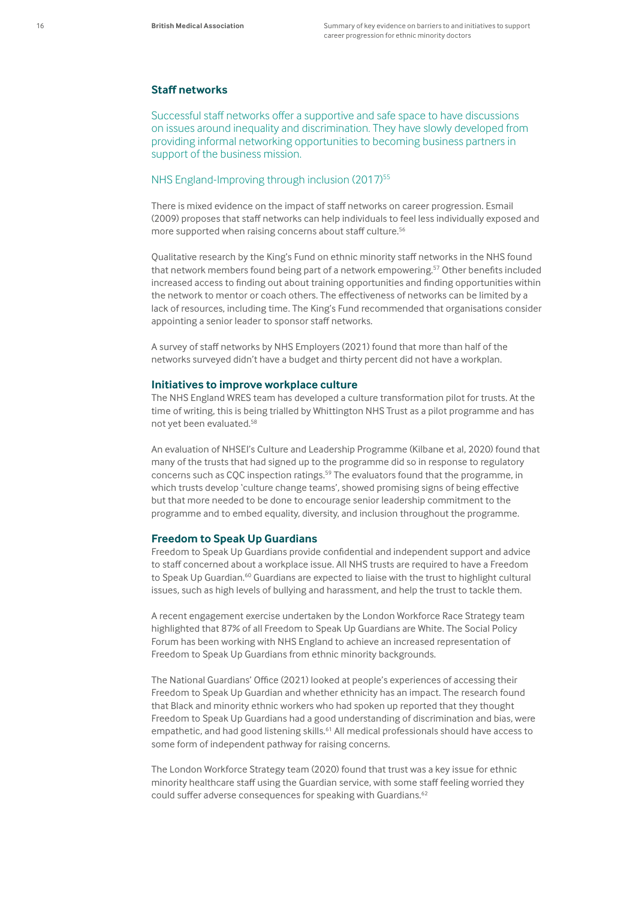## Staff networks

Successful staff networks offer a supportive and safe space to have discussions on issues around inequality and discrimination. They have slowly developed from providing informal networking opportunities to becoming business partners in support of the business mission.

NHS England-Improving through inclusion (2017)[55]

There is mixed evidence on the impact of staff networks on career progression. Esmail (2009) proposes that staff networks can help individuals to feel less individually exposed and more supported when raising concerns about staff culture.[56]

Qualitative research by the King's Fund on ethnic minority staff networks in the NHS found that network members found being part of a network empowering.[57] Other benefits included increased access to finding out about training opportunities and finding opportunities within the network to mentor or coach others. The effectiveness of networks can be limited by a lack of resources, including time. The King's Fund recommended that organisations consider appointing a senior leader to sponsor staff networks.

A survey of staff networks by NHS Employers (2021) found that more than half of the networks surveyed didn't have a budget and thirty percent did not have a workplan.

### Initiatives to improve workplace culture

The NHS England WRES team has developed a culture transformation pilot for trusts. At the time of writing, this is being trialled by Whittington NHS Trust as a pilot programme and has not yet been evaluated.[58]

An evaluation of NHSEI's Culture and Leadership Programme (Kilbane et al, 2020) found that many of the trusts that had signed up to the programme did so in response to regulatory concerns such as CQC inspection ratings.[59] The evaluators found that the programme, in which trusts develop 'culture change teams', showed promising signs of being effective but that more needed to be done to encourage senior leadership commitment to the programme and to embed equality, diversity, and inclusion throughout the programme.

### Freedom to Speak Up Guardians

Freedom to Speak Up Guardians provide confidential and independent support and advice to staff concerned about a workplace issue. All NHS trusts are required to have a Freedom to Speak Up Guardian.[60] Guardians are expected to liaise with the trust to highlight cultural issues, such as high levels of bullying and harassment, and help the trust to tackle them.

A recent engagement exercise undertaken by the London Workforce Race Strategy team highlighted that 87% of all Freedom to Speak Up Guardians are White. The Social Policy Forum has been working with NHS England to achieve an increased representation of Freedom to Speak Up Guardians from ethnic minority backgrounds.

The National Guardians' Office (2021) looked at people's experiences of accessing their Freedom to Speak Up Guardian and whether ethnicity has an impact. The research found that Black and minority ethnic workers who had spoken up reported that they thought Freedom to Speak Up Guardians had a good understanding of discrimination and bias, were empathetic, and had good listening skills.[61] All medical professionals should have access to some form of independent pathway for raising concerns.

The London Workforce Strategy team (2020) found that trust was a key issue for ethnic minority healthcare staff using the Guardian service, with some staff feeling worried they could suffer adverse consequences for speaking with Guardians.[62]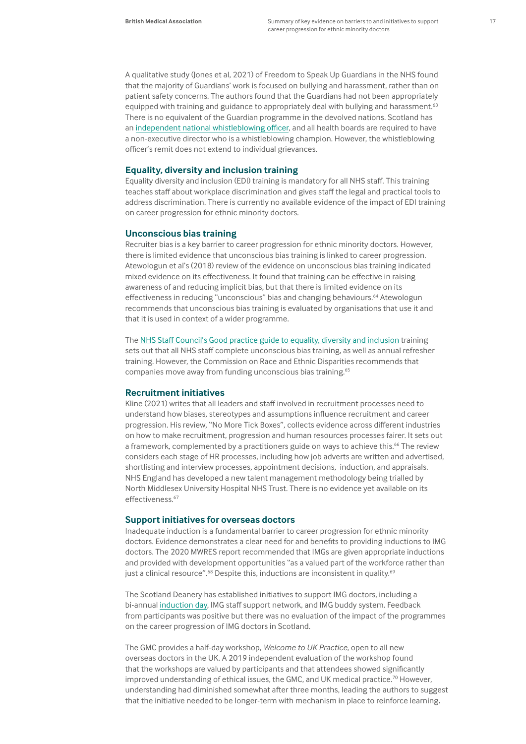A qualitative study (Jones et al, 2021) of Freedom to Speak Up Guardians in the NHS found that the majority of Guardians' work is focused on bullying and harassment, rather than on patient safety concerns. The authors found that the Guardians had not been appropriately equipped with training and guidance to appropriately deal with bullying and harassment.[63] There is no equivalent of the Guardian programme in the devolved nations. Scotland has an independent national whistleblowing officer, and all health boards are required to have a non-executive director who is a whistleblowing champion. However, the whistleblowing officer's remit does not extend to individual grievances.

### Equality, diversity and inclusion training

Equality diversity and inclusion (EDI) training is mandatory for all NHS staff. This training teaches staff about workplace discrimination and gives staff the legal and practical tools to address discrimination. There is currently no available evidence of the impact of EDI training on career progression for ethnic minority doctors.

### Unconscious bias training

Recruiter bias is a key barrier to career progression for ethnic minority doctors. However, there is limited evidence that unconscious bias training is linked to career progression. Atewologun et al's (2018) review of the evidence on unconscious bias training indicated mixed evidence on its effectiveness. It found that training can be effective in raising awareness of and reducing implicit bias, but that there is limited evidence on its effectiveness in reducing "unconscious" bias and changing behaviours.[64] Atewologun recommends that unconscious bias training is evaluated by organisations that use it and that it is used in context of a wider programme.

The NHS Staff Council's Good practice guide to equality, diversity and inclusion training sets out that all NHS staff complete unconscious bias training, as well as annual refresher training. However, the Commission on Race and Ethnic Disparities recommends that companies move away from funding unconscious bias training.[65]

### Recruitment initiatives

Kline (2021) writes that all leaders and staff involved in recruitment processes need to understand how biases, stereotypes and assumptions influence recruitment and career progression. His review, "No More Tick Boxes", collects evidence across different industries on how to make recruitment, progression and human resources processes fairer. It sets out a framework, complemented by a practitioners guide on ways to achieve this.[66] The review considers each stage of HR processes, including how job adverts are written and advertised, shortlisting and interview processes, appointment decisions, induction, and appraisals. NHS England has developed a new talent management methodology being trialled by North Middlesex University Hospital NHS Trust. There is no evidence yet available on its effectiveness.[67]

### Support initiatives for overseas doctors

Inadequate induction is a fundamental barrier to career progression for ethnic minority doctors. Evidence demonstrates a clear need for and benefits to providing inductions to IMG doctors. The 2020 MWRES report recommended that IMGs are given appropriate inductions and provided with development opportunities "as a valued part of the workforce rather than just a clinical resource".[68] Despite this, inductions are inconsistent in quality.[69]

The Scotland Deanery has established initiatives to support IMG doctors, including a bi-annual induction day, IMG staff support network, and IMG buddy system. Feedback from participants was positive but there was no evaluation of the impact of the programmes on the career progression of IMG doctors in Scotland.

The GMC provides a half-day workshop, *Welcome to UK Practice*, open to all new overseas doctors in the UK. A 2019 independent evaluation of the workshop found that the workshops are valued by participants and that attendees showed significantly improved understanding of ethical issues, the GMC, and UK medical practice.[70] However, understanding had diminished somewhat after three months, leading the authors to suggest that the initiative needed to be longer-term with mechanism in place to reinforce learning.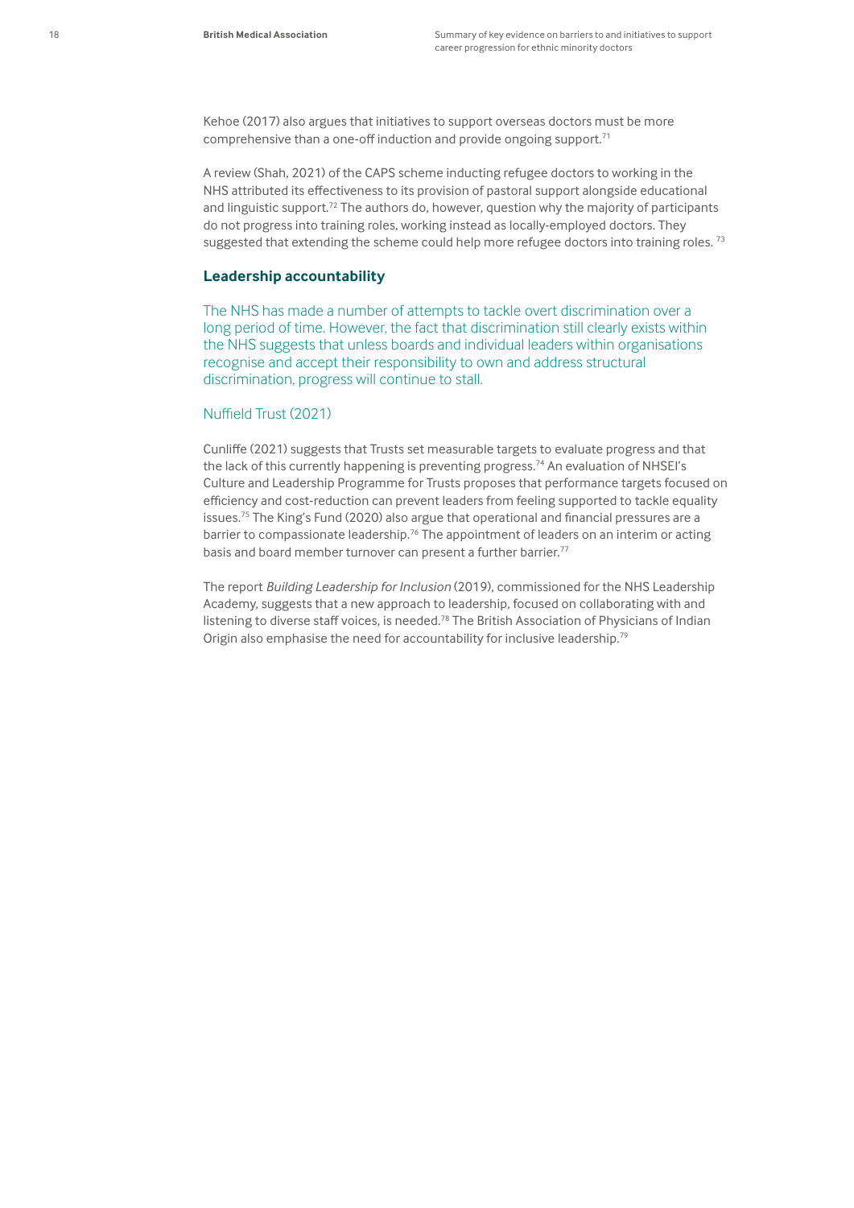Kehoe (2017) also argues that initiatives to support overseas doctors must be more comprehensive than a one-off induction and provide ongoing support.[71]

A review (Shah, 2021) of the CAPS scheme inducting refugee doctors to working in the NHS attributed its effectiveness to its provision of pastoral support alongside educational and linguistic support.[72] The authors do, however, question why the majority of participants do not progress into training roles, working instead as locally-employed doctors. They suggested that extending the scheme could help more refugee doctors into training roles.[73]

## Leadership accountability

> The NHS has made a number of attempts to tackle overt discrimination over a long period of time. However, the fact that discrimination still clearly exists within the NHS suggests that unless boards and individual leaders within organisations recognise and accept their responsibility to own and address structural discrimination, progress will continue to stall.
>
> Nuffield Trust (2021)

Cunliffe (2021) suggests that Trusts set measurable targets to evaluate progress and that the lack of this currently happening is preventing progress.[74] An evaluation of NHSEI's Culture and Leadership Programme for Trusts proposes that performance targets focused on efficiency and cost-reduction can prevent leaders from feeling supported to tackle equality issues.[75] The King's Fund (2020) also argue that operational and financial pressures are a barrier to compassionate leadership.[76] The appointment of leaders on an interim or acting basis and board member turnover can present a further barrier.[77]

The report *Building Leadership for Inclusion* (2019), commissioned for the NHS Leadership Academy, suggests that a new approach to leadership, focused on collaborating with and listening to diverse staff voices, is needed.[78] The British Association of Physicians of Indian Origin also emphasise the need for accountability for inclusive leadership.[79]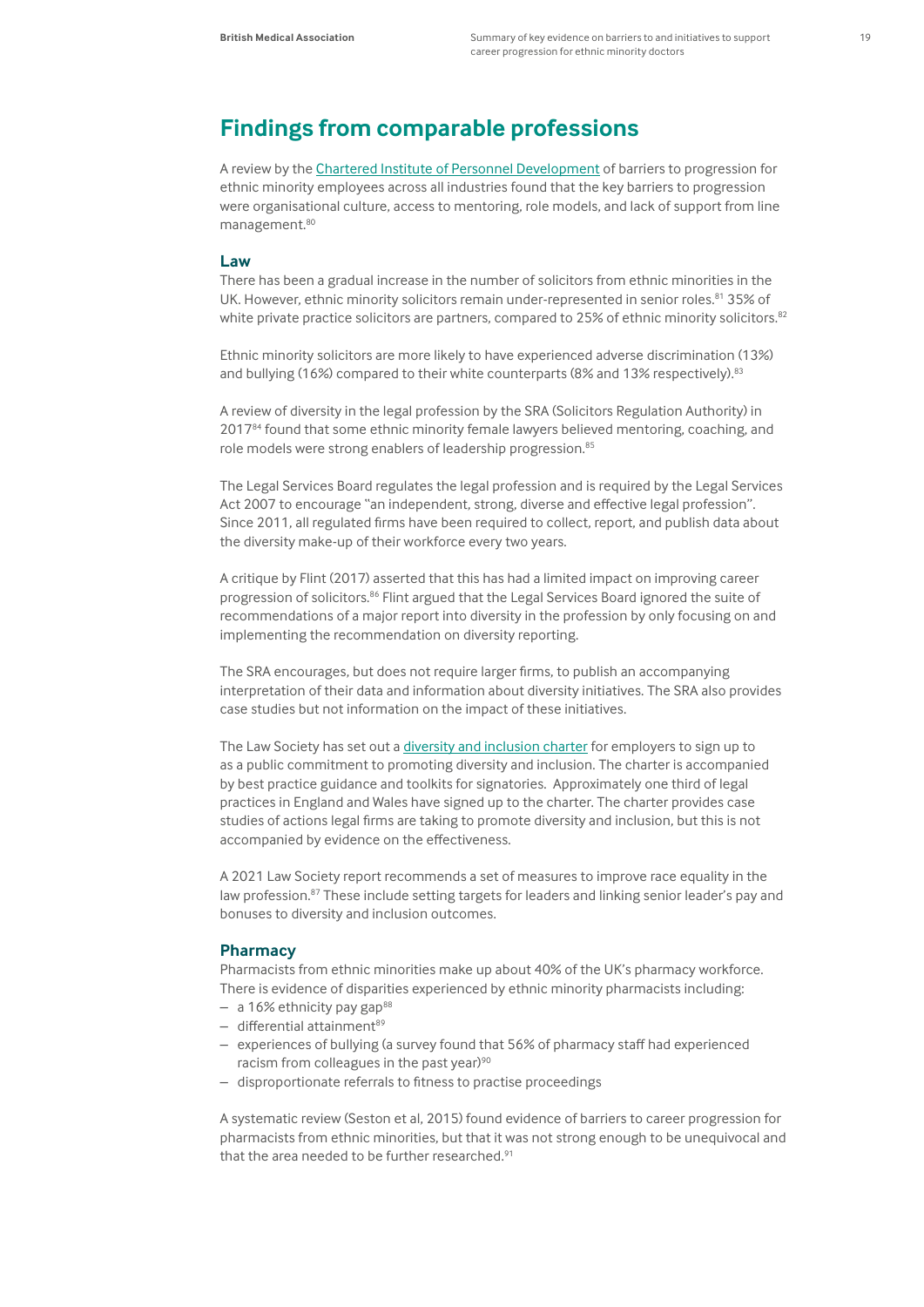## Findings from comparable professions

A review by the [Chartered Institute of Personnel Development](#) of barriers to progression for ethnic minority employees across all industries found that the key barriers to progression were organisational culture, access to mentoring, role models, and lack of support from line management.[80]

### Law

There has been a gradual increase in the number of solicitors from ethnic minorities in the UK. However, ethnic minority solicitors remain under-represented in senior roles.[81] 35% of white private practice solicitors are partners, compared to 25% of ethnic minority solicitors.[82]

Ethnic minority solicitors are more likely to have experienced adverse discrimination (13%) and bullying (16%) compared to their white counterparts (8% and 13% respectively).[83]

A review of diversity in the legal profession by the SRA (Solicitors Regulation Authority) in 2017[84] found that some ethnic minority female lawyers believed mentoring, coaching, and role models were strong enablers of leadership progression.[85]

The Legal Services Board regulates the legal profession and is required by the Legal Services Act 2007 to encourage "an independent, strong, diverse and effective legal profession". Since 2011, all regulated firms have been required to collect, report, and publish data about the diversity make-up of their workforce every two years.

A critique by Flint (2017) asserted that this has had a limited impact on improving career progression of solicitors.[86] Flint argued that the Legal Services Board ignored the suite of recommendations of a major report into diversity in the profession by only focusing on and implementing the recommendation on diversity reporting.

The SRA encourages, but does not require larger firms, to publish an accompanying interpretation of their data and information about diversity initiatives. The SRA also provides case studies but not information on the impact of these initiatives.

The Law Society has set out a [diversity and inclusion charter](#) for employers to sign up to as a public commitment to promoting diversity and inclusion. The charter is accompanied by best practice guidance and toolkits for signatories. Approximately one third of legal practices in England and Wales have signed up to the charter. The charter provides case studies of actions legal firms are taking to promote diversity and inclusion, but this is not accompanied by evidence on the effectiveness.

A 2021 Law Society report recommends a set of measures to improve race equality in the law profession.[87] These include setting targets for leaders and linking senior leader's pay and bonuses to diversity and inclusion outcomes.

### Pharmacy

Pharmacists from ethnic minorities make up about 40% of the UK's pharmacy workforce. There is evidence of disparities experienced by ethnic minority pharmacists including:

- a 16% ethnicity pay gap[88]
- differential attainment[89]
- experiences of bullying (a survey found that 56% of pharmacy staff had experienced racism from colleagues in the past year)[90]
- disproportionate referrals to fitness to practise proceedings

A systematic review (Seston et al, 2015) found evidence of barriers to career progression for pharmacists from ethnic minorities, but that it was not strong enough to be unequivocal and that the area needed to be further researched.[91]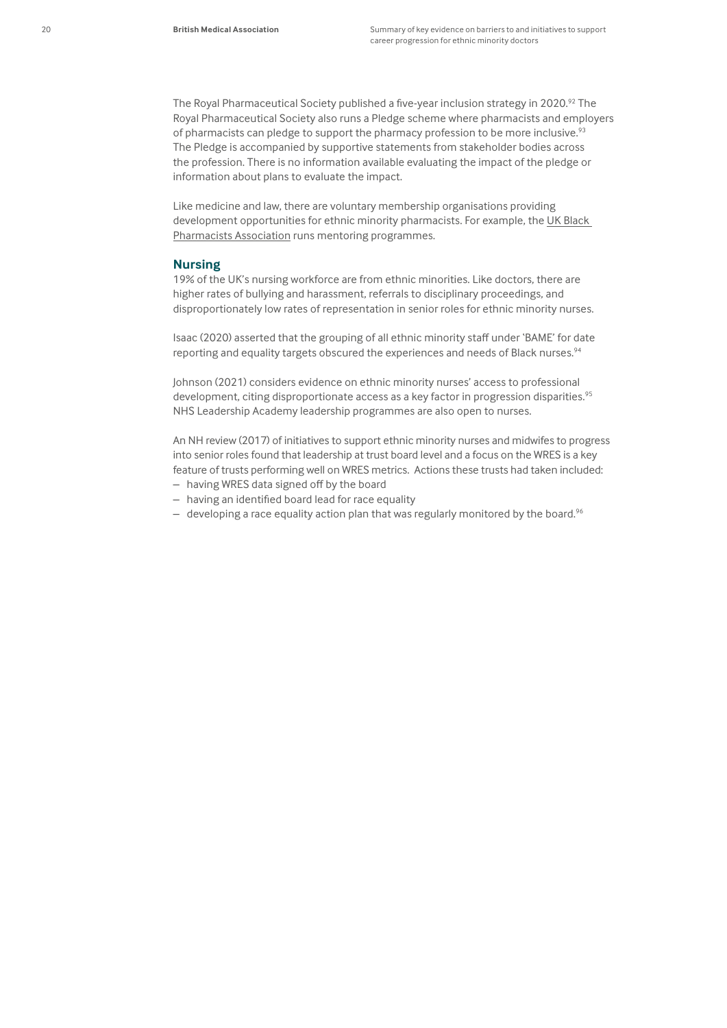The Royal Pharmaceutical Society published a five-year inclusion strategy in 2020.[92] The Royal Pharmaceutical Society also runs a Pledge scheme where pharmacists and employers of pharmacists can pledge to support the pharmacy profession to be more inclusive.[93] The Pledge is accompanied by supportive statements from stakeholder bodies across the profession. There is no information available evaluating the impact of the pledge or information about plans to evaluate the impact.

Like medicine and law, there are voluntary membership organisations providing development opportunities for ethnic minority pharmacists. For example, the UK Black Pharmacists Association runs mentoring programmes.

### Nursing

19% of the UK's nursing workforce are from ethnic minorities. Like doctors, there are higher rates of bullying and harassment, referrals to disciplinary proceedings, and disproportionately low rates of representation in senior roles for ethnic minority nurses.

Isaac (2020) asserted that the grouping of all ethnic minority staff under 'BAME' for date reporting and equality targets obscured the experiences and needs of Black nurses.[94]

Johnson (2021) considers evidence on ethnic minority nurses' access to professional development, citing disproportionate access as a key factor in progression disparities.[95] NHS Leadership Academy leadership programmes are also open to nurses.

An NH review (2017) of initiatives to support ethnic minority nurses and midwifes to progress into senior roles found that leadership at trust board level and a focus on the WRES is a key feature of trusts performing well on WRES metrics. Actions these trusts had taken included:

- having WRES data signed off by the board
- having an identified board lead for race equality
- developing a race equality action plan that was regularly monitored by the board.[96]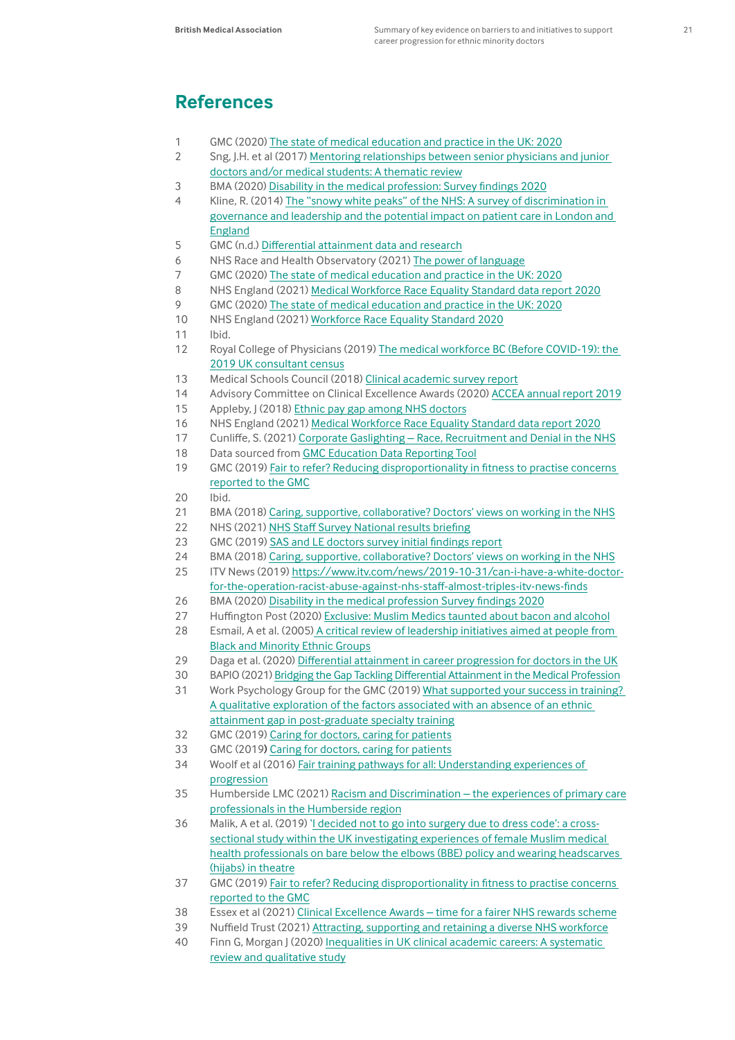## References

1. GMC (2020) The state of medical education and practice in the UK: 2020
2. Sng, J.H. et al (2017) Mentoring relationships between senior physicians and junior doctors and/or medical students: A thematic review
3. BMA (2020) Disability in the medical profession: Survey findings 2020
4. Kline, R. (2014) The "snowy white peaks" of the NHS: A survey of discrimination in governance and leadership and the potential impact on patient care in London and England
5. GMC (n.d.) Differential attainment data and research
6. NHS Race and Health Observatory (2021) The power of language
7. GMC (2020) The state of medical education and practice in the UK: 2020
8. NHS England (2021) Medical Workforce Race Equality Standard data report 2020
9. GMC (2020) The state of medical education and practice in the UK: 2020
10. NHS England (2021) Workforce Race Equality Standard 2020
11. Ibid.
12. Royal College of Physicians (2019) The medical workforce BC (Before COVID-19): the 2019 UK consultant census
13. Medical Schools Council (2018) Clinical academic survey report
14. Advisory Committee on Clinical Excellence Awards (2020) ACCEA annual report 2019
15. Appleby, J (2018) Ethnic pay gap among NHS doctors
16. NHS England (2021) Medical Workforce Race Equality Standard data report 2020
17. Cunliffe, S. (2021) Corporate Gaslighting – Race, Recruitment and Denial in the NHS
18. Data sourced from GMC Education Data Reporting Tool
19. GMC (2019) Fair to refer? Reducing disproportionality in fitness to practise concerns reported to the GMC
20. Ibid.
21. BMA (2018) Caring, supportive, collaborative? Doctors' views on working in the NHS
22. NHS (2021) NHS Staff Survey National results briefing
23. GMC (2019) SAS and LE doctors survey initial findings report
24. BMA (2018) Caring, supportive, collaborative? Doctors' views on working in the NHS
25. ITV News (2019) https://www.itv.com/news/2019-10-31/can-i-have-a-white-doctor-for-the-operation-racist-abuse-against-nhs-staff-almost-triples-itv-news-finds
26. BMA (2020) Disability in the medical profession Survey findings 2020
27. Huffington Post (2020) Exclusive: Muslim Medics taunted about bacon and alcohol
28. Esmail, A et al. (2005) A critical review of leadership initiatives aimed at people from Black and Minority Ethnic Groups
29. Daga et al. (2020) Differential attainment in career progression for doctors in the UK
30. BAPIO (2021) Bridging the Gap Tackling Differential Attainment in the Medical Profession
31. Work Psychology Group for the GMC (2019) What supported your success in training? A qualitative exploration of the factors associated with an absence of an ethnic attainment gap in post-graduate specialty training
32. GMC (2019) Caring for doctors, caring for patients
33. GMC (2019) Caring for doctors, caring for patients
34. Woolf et al (2016) Fair training pathways for all: Understanding experiences of progression
35. Humberside LMC (2021) Racism and Discrimination – the experiences of primary care professionals in the Humberside region
36. Malik, A et al. (2019) 'I decided not to go into surgery due to dress code': a cross-sectional study within the UK investigating experiences of female Muslim medical health professionals on bare below the elbows (BBE) policy and wearing headscarves (hijabs) in theatre
37. GMC (2019) Fair to refer? Reducing disproportionality in fitness to practise concerns reported to the GMC
38. Essex et al (2021) Clinical Excellence Awards – time for a fairer NHS rewards scheme
39. Nuffield Trust (2021) Attracting, supporting and retaining a diverse NHS workforce
40. Finn G, Morgan J (2020) Inequalities in UK clinical academic careers: A systematic review and qualitative study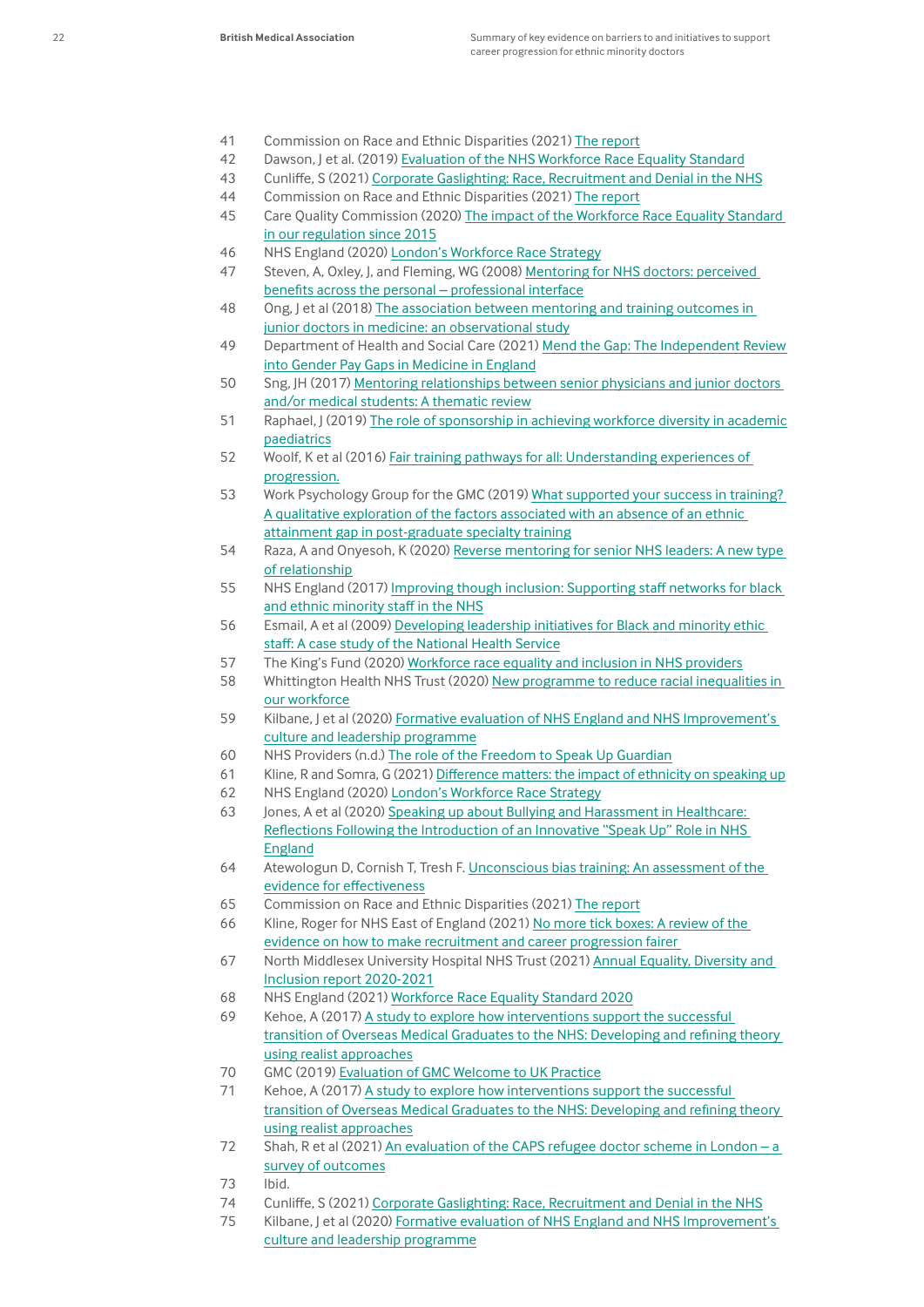41 Commission on Race and Ethnic Disparities (2021) The report

42 Dawson, J et al. (2019) Evaluation of the NHS Workforce Race Equality Standard

43 Cunliffe, S (2021) Corporate Gaslighting: Race, Recruitment and Denial in the NHS

44 Commission on Race and Ethnic Disparities (2021) The report

45 Care Quality Commission (2020) The impact of the Workforce Race Equality Standard in our regulation since 2015

46 NHS England (2020) London's Workforce Race Strategy

47 Steven, A, Oxley, J, and Fleming, WG (2008) Mentoring for NHS doctors: perceived benefits across the personal – professional interface

48 Ong, J et al (2018) The association between mentoring and training outcomes in junior doctors in medicine: an observational study

49 Department of Health and Social Care (2021) Mend the Gap: The Independent Review into Gender Pay Gaps in Medicine in England

50 Sng, JH (2017) Mentoring relationships between senior physicians and junior doctors and/or medical students: A thematic review

51 Raphael, J (2019) The role of sponsorship in achieving workforce diversity in academic paediatrics

52 Woolf, K et al (2016) Fair training pathways for all: Understanding experiences of progression.

53 Work Psychology Group for the GMC (2019) What supported your success in training? A qualitative exploration of the factors associated with an absence of an ethnic attainment gap in post-graduate specialty training

54 Raza, A and Onyesoh, K (2020) Reverse mentoring for senior NHS leaders: A new type of relationship

55 NHS England (2017) Improving though inclusion: Supporting staff networks for black and ethnic minority staff in the NHS

56 Esmail, A et al (2009) Developing leadership initiatives for Black and minority ethic staff: A case study of the National Health Service

57 The King's Fund (2020) Workforce race equality and inclusion in NHS providers

58 Whittington Health NHS Trust (2020) New programme to reduce racial inequalities in our workforce

59 Kilbane, J et al (2020) Formative evaluation of NHS England and NHS Improvement's culture and leadership programme

60 NHS Providers (n.d.) The role of the Freedom to Speak Up Guardian

61 Kline, R and Somra, G (2021) Difference matters: the impact of ethnicity on speaking up

62 NHS England (2020) London's Workforce Race Strategy

63 Jones, A et al (2020) Speaking up about Bullying and Harassment in Healthcare: Reflections Following the Introduction of an Innovative "Speak Up" Role in NHS England

64 Atewologun D, Cornish T, Tresh F. Unconscious bias training: An assessment of the evidence for effectiveness

65 Commission on Race and Ethnic Disparities (2021) The report

66 Kline, Roger for NHS East of England (2021) No more tick boxes: A review of the evidence on how to make recruitment and career progression fairer

67 North Middlesex University Hospital NHS Trust (2021) Annual Equality, Diversity and Inclusion report 2020-2021

68 NHS England (2021) Workforce Race Equality Standard 2020

69 Kehoe, A (2017) A study to explore how interventions support the successful transition of Overseas Medical Graduates to the NHS: Developing and refining theory using realist approaches

70 GMC (2019) Evaluation of GMC Welcome to UK Practice

71 Kehoe, A (2017) A study to explore how interventions support the successful transition of Overseas Medical Graduates to the NHS: Developing and refining theory using realist approaches

72 Shah, R et al (2021) An evaluation of the CAPS refugee doctor scheme in London – a survey of outcomes

73 Ibid.

74 Cunliffe, S (2021) Corporate Gaslighting: Race, Recruitment and Denial in the NHS

75 Kilbane, J et al (2020) Formative evaluation of NHS England and NHS Improvement's culture and leadership programme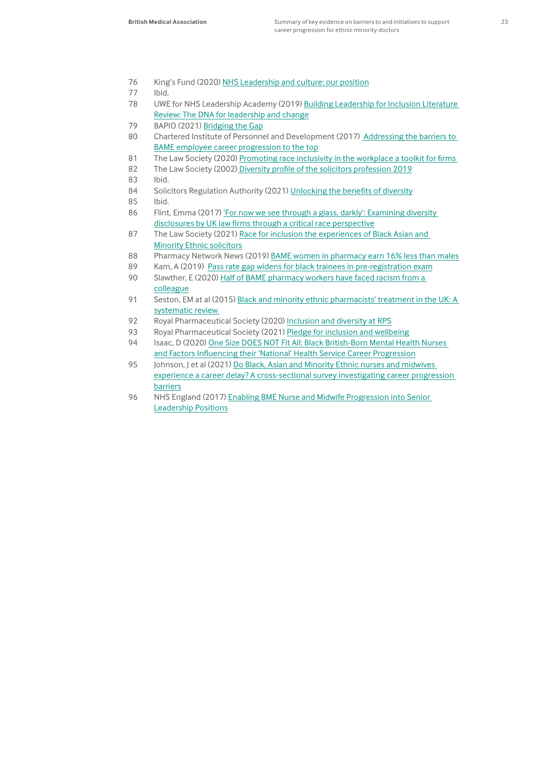76 King's Fund (2020) NHS Leadership and culture: our position
77 Ibid.
78 UWE for NHS Leadership Academy (2019) Building Leadership for Inclusion Literature Review: The DNA for leadership and change
79 BAPIO (2021) Bridging the Gap
80 Chartered Institute of Personnel and Development (2017) Addressing the barriers to BAME employee career progression to the top
81 The Law Society (2020) Promoting race inclusivity in the workplace a toolkit for firms
82 The Law Society (2002) Diversity profile of the solicitors profession 2019
83 Ibid.
84 Solicitors Regulation Authority (2021) Unlocking the benefits of diversity
85 Ibid.
86 Flint, Emma (2017) 'For now we see through a glass, darkly': Examining diversity disclosures by UK law firms through a critical race perspective
87 The Law Society (2021) Race for inclusion the experiences of Black Asian and Minority Ethnic solicitors
88 Pharmacy Network News (2019) BAME women in pharmacy earn 16% less than males
89 Kam, A (2019) Pass rate gap widens for black trainees in pre-registration exam
90 Slawther, E (2020) Half of BAME pharmacy workers have faced racism from a colleague
91 Seston, EM at al (2015) Black and minority ethnic pharmacists' treatment in the UK: A systematic review
92 Royal Pharmaceutical Society (2020) Inclusion and diversity at RPS
93 Royal Pharmaceutical Society (2021) Pledge for inclusion and wellbeing
94 Isaac, D (2020) One Size DOES NOT Fit All: Black British-Born Mental Health Nurses and Factors Influencing their 'National' Health Service Career Progression
95 Johnson, J et al (2021) Do Black, Asian and Minority Ethnic nurses and midwives experience a career delay? A cross-sectional survey investigating career progression barriers
96 NHS England (2017) Enabling BME Nurse and Midwife Progression into Senior Leadership Positions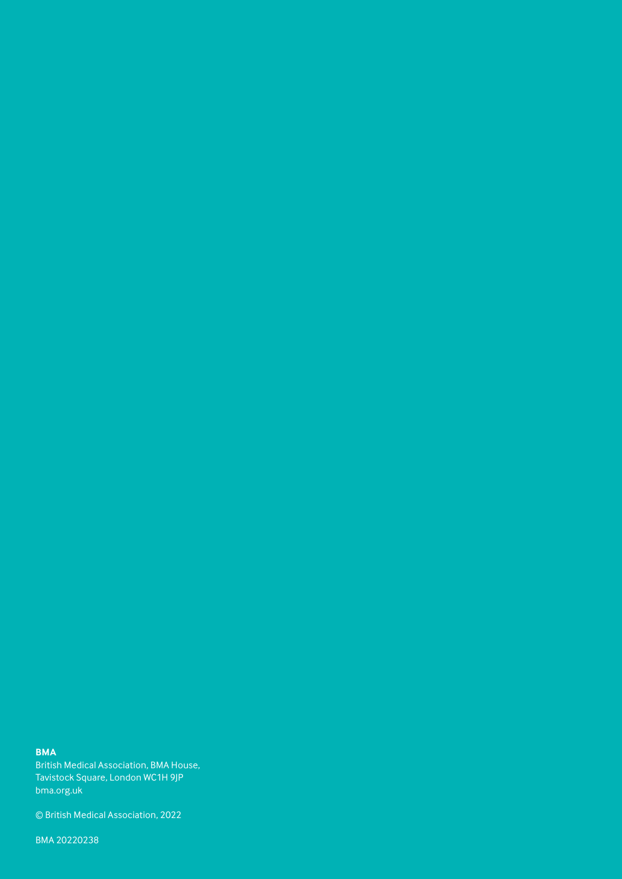**BMA**

British Medical Association, BMA House,
Tavistock Square, London WC1H 9JP
bma.org.uk

© British Medical Association, 2022

BMA 20220238